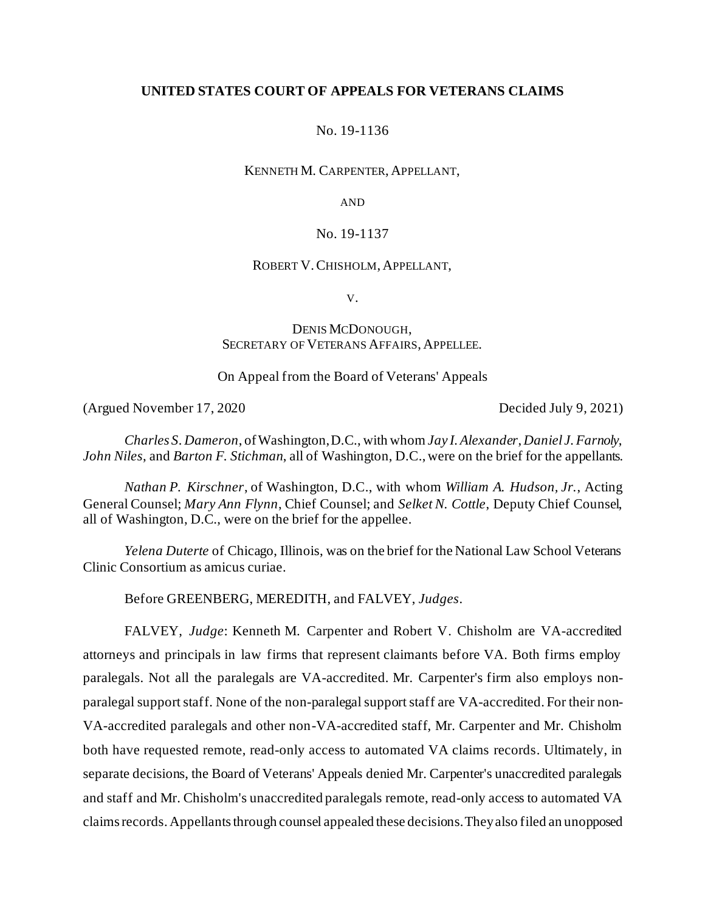**UNITED STATES COURT OF APPEALS FOR VETERANS CLAIMS**

No. 19-1136

KENNETH M. CARPENTER, APPELLANT,

AND

No. 19-1137

ROBERT V. CHISHOLM, APPELLANT,

V.

DENIS MCDONOUGH,
SECRETARY OF VETERANS AFFAIRS, APPELLEE.

On Appeal from the Board of Veterans' Appeals

(Argued November 17, 2020 Decided July 9, 2021)

*Charles S. Dameron*, of Washington, D.C., with whom *Jay I. Alexander*, *Daniel J. Farnoly*, *John Niles*, and *Barton F. Stichman*, all of Washington, D.C., were on the brief for the appellants.

*Nathan P. Kirschner*, of Washington, D.C., with whom *William A. Hudson, Jr.*, Acting General Counsel; *Mary Ann Flynn*, Chief Counsel; and *Selket N. Cottle*, Deputy Chief Counsel, all of Washington, D.C., were on the brief for the appellee.

*Yelena Duterte* of Chicago, Illinois, was on the brief for the National Law School Veterans Clinic Consortium as amicus curiae.

Before GREENBERG, MEREDITH, and FALVEY, *Judges*.

FALVEY, *Judge*: Kenneth M. Carpenter and Robert V. Chisholm are VA-accredited attorneys and principals in law firms that represent claimants before VA. Both firms employ paralegals. Not all the paralegals are VA-accredited. Mr. Carpenter's firm also employs non-paralegal support staff. None of the non-paralegal support staff are VA-accredited. For their non-VA-accredited paralegals and other non-VA-accredited staff, Mr. Carpenter and Mr. Chisholm both have requested remote, read-only access to automated VA claims records. Ultimately, in separate decisions, the Board of Veterans' Appeals denied Mr. Carpenter's unaccredited paralegals and staff and Mr. Chisholm's unaccredited paralegals remote, read-only access to automated VA claims records. Appellants through counsel appealed these decisions. They also filed an unopposed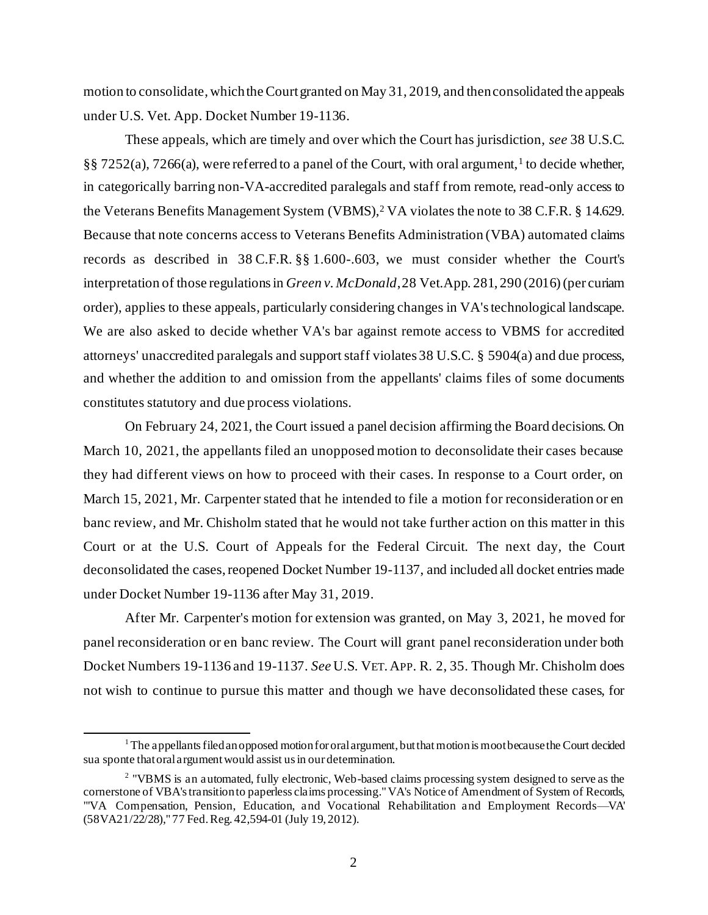motion to consolidate, which the Court granted on May 31, 2019, and then consolidated the appeals under U.S. Vet. App. Docket Number 19-1136.

These appeals, which are timely and over which the Court has jurisdiction, *see* 38 U.S.C. §§ 7252(a), 7266(a), were referred to a panel of the Court, with oral argument,[1] to decide whether, in categorically barring non-VA-accredited paralegals and staff from remote, read-only access to the Veterans Benefits Management System (VBMS),[2] VA violates the note to 38 C.F.R. § 14.629. Because that note concerns access to Veterans Benefits Administration (VBA) automated claims records as described in 38 C.F.R. §§ 1.600-.603, we must consider whether the Court's interpretation of those regulations in *Green v. McDonald*, 28 Vet.App. 281, 290 (2016) (per curiam order), applies to these appeals, particularly considering changes in VA's technological landscape. We are also asked to decide whether VA's bar against remote access to VBMS for accredited attorneys' unaccredited paralegals and support staff violates 38 U.S.C. § 5904(a) and due process, and whether the addition to and omission from the appellants' claims files of some documents constitutes statutory and due process violations.

On February 24, 2021, the Court issued a panel decision affirming the Board decisions. On March 10, 2021, the appellants filed an unopposed motion to deconsolidate their cases because they had different views on how to proceed with their cases. In response to a Court order, on March 15, 2021, Mr. Carpenter stated that he intended to file a motion for reconsideration or en banc review, and Mr. Chisholm stated that he would not take further action on this matter in this Court or at the U.S. Court of Appeals for the Federal Circuit. The next day, the Court deconsolidated the cases, reopened Docket Number 19-1137, and included all docket entries made under Docket Number 19-1136 after May 31, 2019.

After Mr. Carpenter's motion for extension was granted, on May 3, 2021, he moved for panel reconsideration or en banc review. The Court will grant panel reconsideration under both Docket Numbers 19-1136 and 19-1137. *See* U.S. VET. APP. R. 2, 35. Though Mr. Chisholm does not wish to continue to pursue this matter and though we have deconsolidated these cases, for

---

[1] The appellants filed an opposed motion for oral argument, but that motion is moot because the Court decided sua sponte that oral argument would assist us in our determination.

[2] "VBMS is an automated, fully electronic, Web-based claims processing system designed to serve as the cornerstone of VBA's transition to paperless claims processing." VA's Notice of Amendment of System of Records, "'VA Compensation, Pension, Education, and Vocational Rehabilitation and Employment Records—VA' (58VA21/22/28)," 77 Fed. Reg. 42,594-01 (July 19, 2012).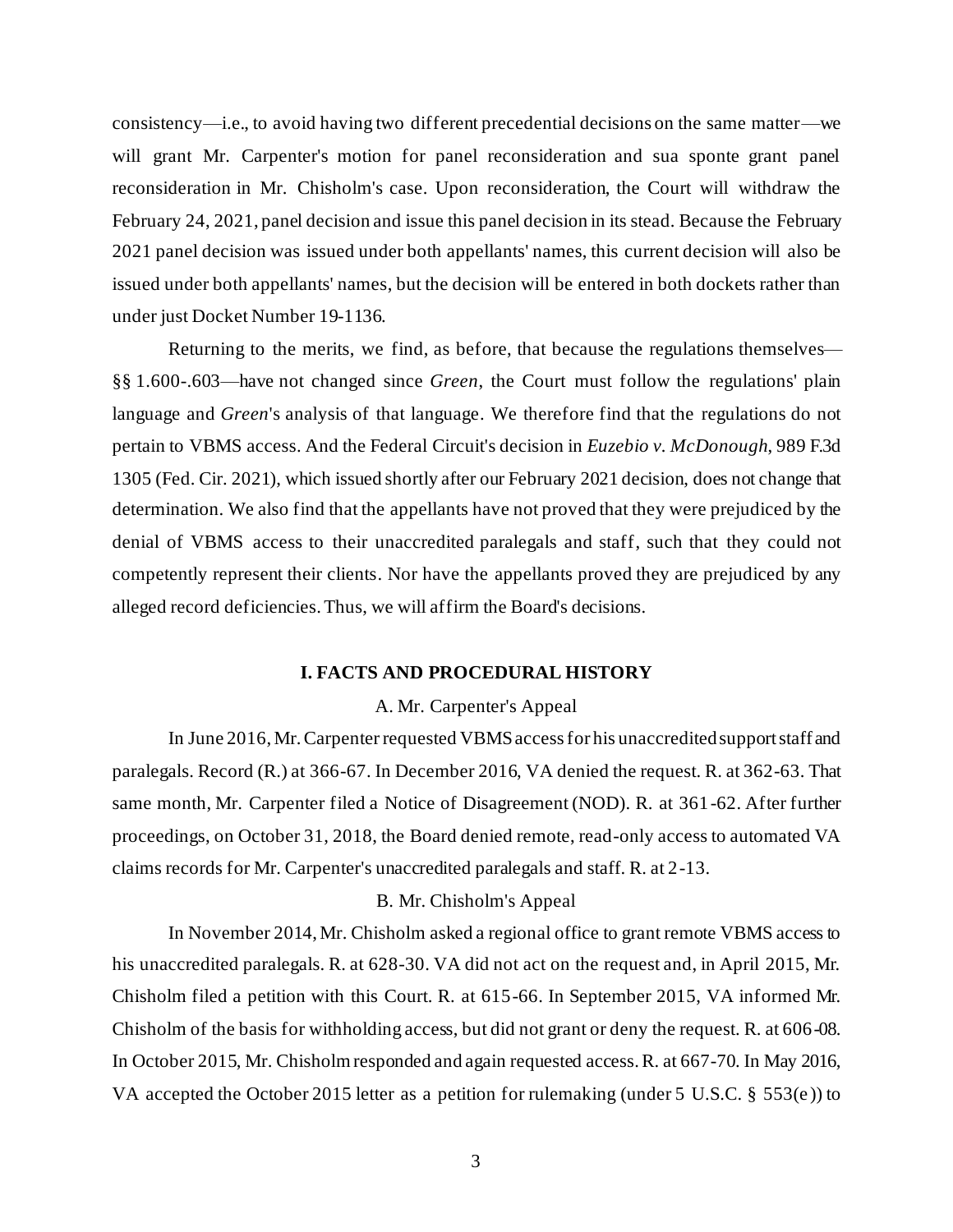consistency—i.e., to avoid having two different precedential decisions on the same matter—we will grant Mr. Carpenter's motion for panel reconsideration and sua sponte grant panel reconsideration in Mr. Chisholm's case. Upon reconsideration, the Court will withdraw the February 24, 2021, panel decision and issue this panel decision in its stead. Because the February 2021 panel decision was issued under both appellants' names, this current decision will also be issued under both appellants' names, but the decision will be entered in both dockets rather than under just Docket Number 19-1136.

Returning to the merits, we find, as before, that because the regulations themselves—§§ 1.600-.603—have not changed since *Green*, the Court must follow the regulations' plain language and *Green*'s analysis of that language. We therefore find that the regulations do not pertain to VBMS access. And the Federal Circuit's decision in *Euzebio v. McDonough*, 989 F.3d 1305 (Fed. Cir. 2021), which issued shortly after our February 2021 decision, does not change that determination. We also find that the appellants have not proved that they were prejudiced by the denial of VBMS access to their unaccredited paralegals and staff, such that they could not competently represent their clients. Nor have the appellants proved they are prejudiced by any alleged record deficiencies. Thus, we will affirm the Board's decisions.

## I. FACTS AND PROCEDURAL HISTORY

### A. Mr. Carpenter's Appeal

In June 2016, Mr. Carpenter requested VBMS access for his unaccredited support staff and paralegals. Record (R.) at 366-67. In December 2016, VA denied the request. R. at 362-63. That same month, Mr. Carpenter filed a Notice of Disagreement (NOD). R. at 361-62. After further proceedings, on October 31, 2018, the Board denied remote, read-only access to automated VA claims records for Mr. Carpenter's unaccredited paralegals and staff. R. at 2-13.

### B. Mr. Chisholm's Appeal

In November 2014, Mr. Chisholm asked a regional office to grant remote VBMS access to his unaccredited paralegals. R. at 628-30. VA did not act on the request and, in April 2015, Mr. Chisholm filed a petition with this Court. R. at 615-66. In September 2015, VA informed Mr. Chisholm of the basis for withholding access, but did not grant or deny the request. R. at 606-08. In October 2015, Mr. Chisholm responded and again requested access. R. at 667-70. In May 2016, VA accepted the October 2015 letter as a petition for rulemaking (under 5 U.S.C. § 553(e)) to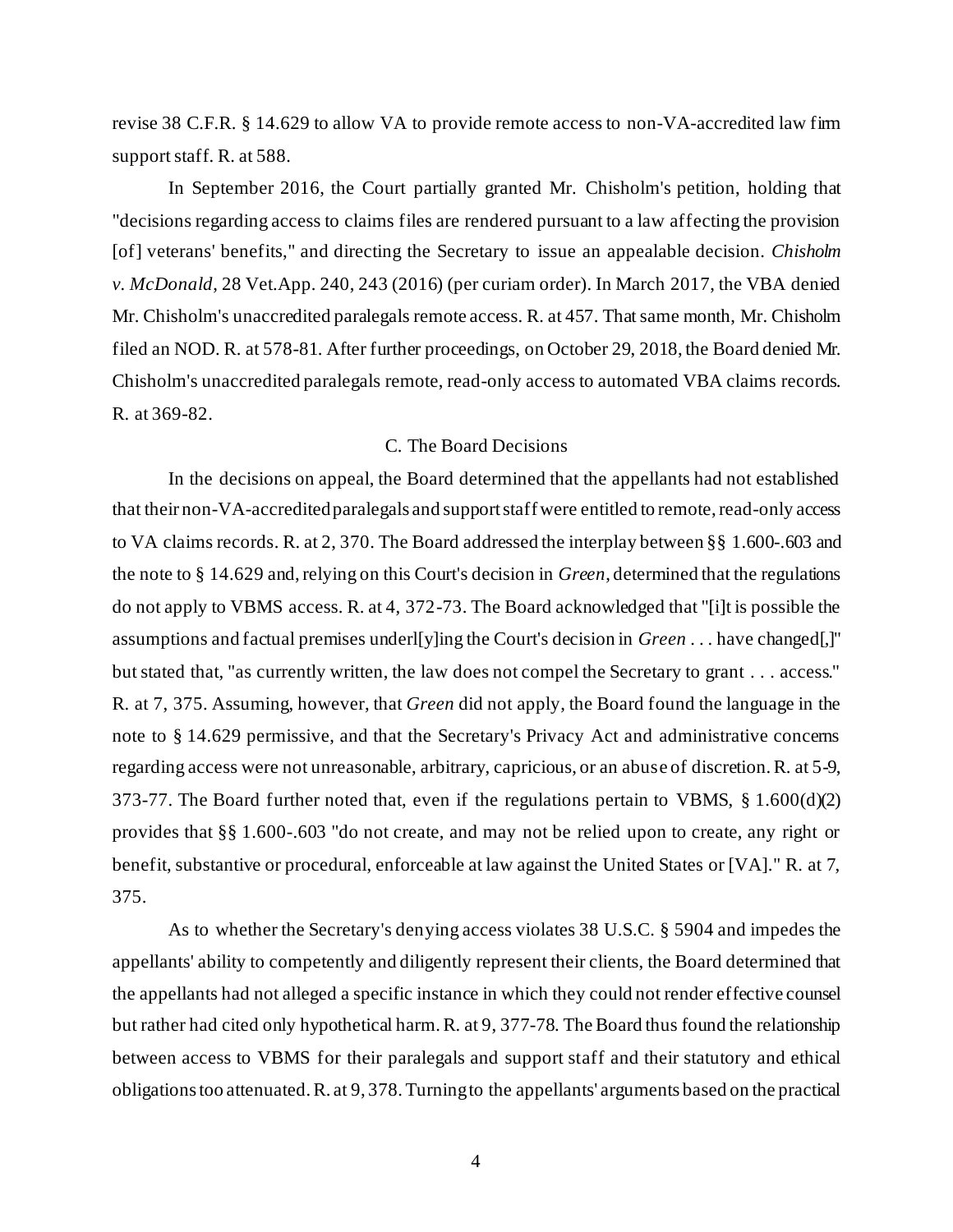revise 38 C.F.R. § 14.629 to allow VA to provide remote access to non-VA-accredited law firm support staff. R. at 588.

In September 2016, the Court partially granted Mr. Chisholm's petition, holding that "decisions regarding access to claims files are rendered pursuant to a law affecting the provision [of] veterans' benefits," and directing the Secretary to issue an appealable decision. *Chisholm v. McDonald*, 28 Vet.App. 240, 243 (2016) (per curiam order). In March 2017, the VBA denied Mr. Chisholm's unaccredited paralegals remote access. R. at 457. That same month, Mr. Chisholm filed an NOD. R. at 578-81. After further proceedings, on October 29, 2018, the Board denied Mr. Chisholm's unaccredited paralegals remote, read-only access to automated VBA claims records. R. at 369-82.

### C. The Board Decisions

In the decisions on appeal, the Board determined that the appellants had not established that their non-VA-accredited paralegals and support staff were entitled to remote, read-only access to VA claims records. R. at 2, 370. The Board addressed the interplay between §§ 1.600-.603 and the note to § 14.629 and, relying on this Court's decision in *Green*, determined that the regulations do not apply to VBMS access. R. at 4, 372-73. The Board acknowledged that "[i]t is possible the assumptions and factual premises underl[y]ing the Court's decision in *Green* . . . have changed[,]" but stated that, "as currently written, the law does not compel the Secretary to grant . . . access." R. at 7, 375. Assuming, however, that *Green* did not apply, the Board found the language in the note to § 14.629 permissive, and that the Secretary's Privacy Act and administrative concerns regarding access were not unreasonable, arbitrary, capricious, or an abuse of discretion. R. at 5-9, 373-77. The Board further noted that, even if the regulations pertain to VBMS, § 1.600(d)(2) provides that §§ 1.600-.603 "do not create, and may not be relied upon to create, any right or benefit, substantive or procedural, enforceable at law against the United States or [VA]." R. at 7, 375.

As to whether the Secretary's denying access violates 38 U.S.C. § 5904 and impedes the appellants' ability to competently and diligently represent their clients, the Board determined that the appellants had not alleged a specific instance in which they could not render effective counsel but rather had cited only hypothetical harm. R. at 9, 377-78. The Board thus found the relationship between access to VBMS for their paralegals and support staff and their statutory and ethical obligations too attenuated. R. at 9, 378. Turning to the appellants' arguments based on the practical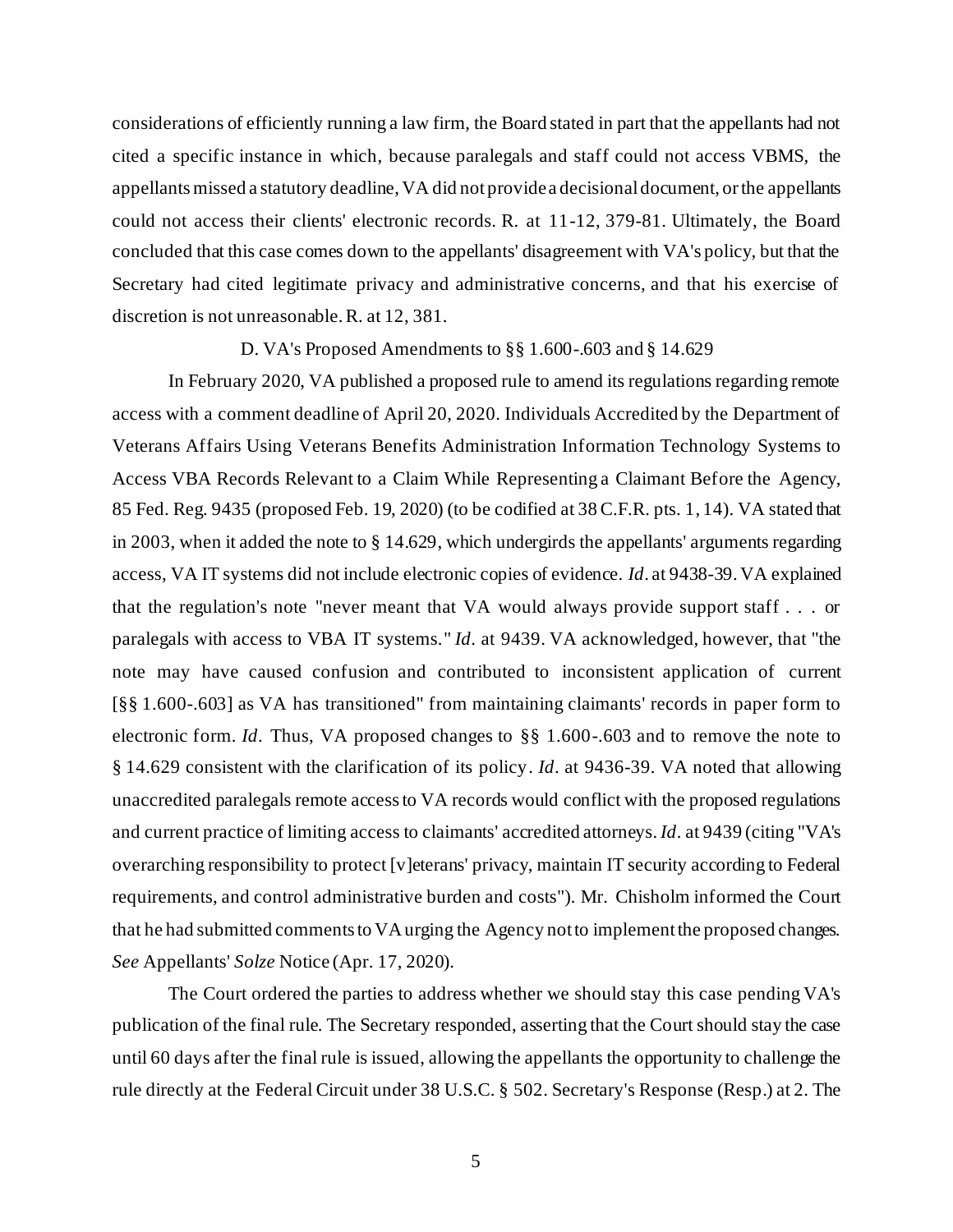considerations of efficiently running a law firm, the Board stated in part that the appellants had not cited a specific instance in which, because paralegals and staff could not access VBMS, the appellants missed a statutory deadline, VA did not provide a decisional document, or the appellants could not access their clients' electronic records. R. at 11-12, 379-81. Ultimately, the Board concluded that this case comes down to the appellants' disagreement with VA's policy, but that the Secretary had cited legitimate privacy and administrative concerns, and that his exercise of discretion is not unreasonable. R. at 12, 381.

### D. VA's Proposed Amendments to §§ 1.600-.603 and § 14.629

In February 2020, VA published a proposed rule to amend its regulations regarding remote access with a comment deadline of April 20, 2020. Individuals Accredited by the Department of Veterans Affairs Using Veterans Benefits Administration Information Technology Systems to Access VBA Records Relevant to a Claim While Representing a Claimant Before the Agency, 85 Fed. Reg. 9435 (proposed Feb. 19, 2020) (to be codified at 38 C.F.R. pts. 1, 14). VA stated that in 2003, when it added the note to § 14.629, which undergirds the appellants' arguments regarding access, VA IT systems did not include electronic copies of evidence. *Id*. at 9438-39. VA explained that the regulation's note "never meant that VA would always provide support staff . . . or paralegals with access to VBA IT systems." *Id*. at 9439. VA acknowledged, however, that "the note may have caused confusion and contributed to inconsistent application of current [§§ 1.600-.603] as VA has transitioned" from maintaining claimants' records in paper form to electronic form. *Id*. Thus, VA proposed changes to §§ 1.600-.603 and to remove the note to § 14.629 consistent with the clarification of its policy. *Id*. at 9436-39. VA noted that allowing unaccredited paralegals remote access to VA records would conflict with the proposed regulations and current practice of limiting access to claimants' accredited attorneys. *Id*. at 9439 (citing "VA's overarching responsibility to protect [v]eterans' privacy, maintain IT security according to Federal requirements, and control administrative burden and costs"). Mr. Chisholm informed the Court that he had submitted comments to VA urging the Agency not to implement the proposed changes. *See* Appellants' *Solze* Notice (Apr. 17, 2020).

The Court ordered the parties to address whether we should stay this case pending VA's publication of the final rule. The Secretary responded, asserting that the Court should stay the case until 60 days after the final rule is issued, allowing the appellants the opportunity to challenge the rule directly at the Federal Circuit under 38 U.S.C. § 502. Secretary's Response (Resp.) at 2. The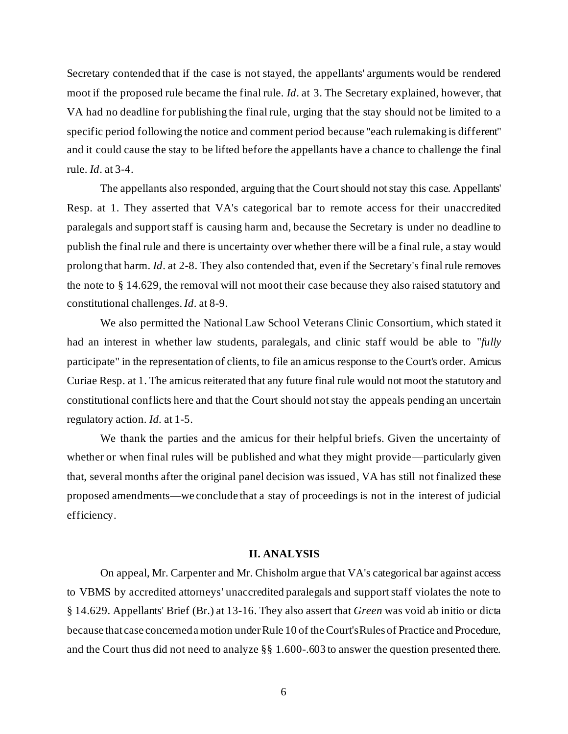Secretary contended that if the case is not stayed, the appellants' arguments would be rendered moot if the proposed rule became the final rule. *Id*. at 3. The Secretary explained, however, that VA had no deadline for publishing the final rule, urging that the stay should not be limited to a specific period following the notice and comment period because "each rulemaking is different" and it could cause the stay to be lifted before the appellants have a chance to challenge the final rule. *Id*. at 3-4.

The appellants also responded, arguing that the Court should not stay this case. Appellants' Resp. at 1. They asserted that VA's categorical bar to remote access for their unaccredited paralegals and support staff is causing harm and, because the Secretary is under no deadline to publish the final rule and there is uncertainty over whether there will be a final rule, a stay would prolong that harm. *Id*. at 2-8. They also contended that, even if the Secretary's final rule removes the note to § 14.629, the removal will not moot their case because they also raised statutory and constitutional challenges. *Id*. at 8-9.

We also permitted the National Law School Veterans Clinic Consortium, which stated it had an interest in whether law students, paralegals, and clinic staff would be able to "*fully* participate" in the representation of clients, to file an amicus response to the Court's order. Amicus Curiae Resp. at 1. The amicus reiterated that any future final rule would not moot the statutory and constitutional conflicts here and that the Court should not stay the appeals pending an uncertain regulatory action. *Id*. at 1-5.

We thank the parties and the amicus for their helpful briefs. Given the uncertainty of whether or when final rules will be published and what they might provide—particularly given that, several months after the original panel decision was issued, VA has still not finalized these proposed amendments—we conclude that a stay of proceedings is not in the interest of judicial efficiency.

## II. ANALYSIS

On appeal, Mr. Carpenter and Mr. Chisholm argue that VA's categorical bar against access to VBMS by accredited attorneys' unaccredited paralegals and support staff violates the note to § 14.629. Appellants' Brief (Br.) at 13-16. They also assert that *Green* was void ab initio or dicta because that case concerned a motion under Rule 10 of the Court's Rules of Practice and Procedure, and the Court thus did not need to analyze §§ 1.600-.603 to answer the question presented there.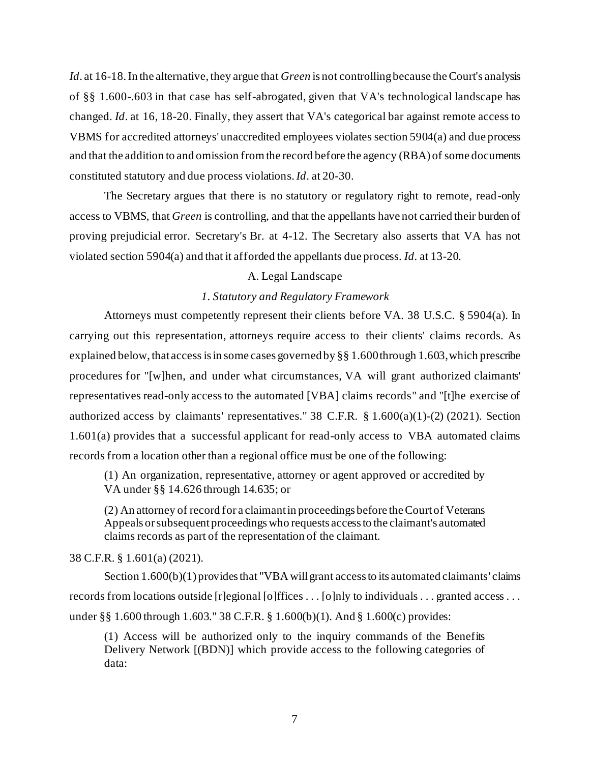*Id*. at 16-18. In the alternative, they argue that *Green* is not controlling because the Court's analysis of §§ 1.600-.603 in that case has self-abrogated, given that VA's technological landscape has changed. *Id*. at 16, 18-20. Finally, they assert that VA's categorical bar against remote access to VBMS for accredited attorneys' unaccredited employees violates section 5904(a) and due process and that the addition to and omission from the record before the agency (RBA) of some documents constituted statutory and due process violations. *Id*. at 20-30.

The Secretary argues that there is no statutory or regulatory right to remote, read-only access to VBMS, that *Green* is controlling, and that the appellants have not carried their burden of proving prejudicial error. Secretary's Br. at 4-12. The Secretary also asserts that VA has not violated section 5904(a) and that it afforded the appellants due process. *Id*. at 13-20.

A. Legal Landscape

*1. Statutory and Regulatory Framework*

Attorneys must competently represent their clients before VA. 38 U.S.C. § 5904(a). In carrying out this representation, attorneys require access to their clients' claims records. As explained below, that access is in some cases governed by §§ 1.600 through 1.603, which prescribe procedures for "[w]hen, and under what circumstances, VA will grant authorized claimants' representatives read-only access to the automated [VBA] claims records" and "[t]he exercise of authorized access by claimants' representatives." 38 C.F.R. § 1.600(a)(1)-(2) (2021). Section 1.601(a) provides that a successful applicant for read-only access to VBA automated claims records from a location other than a regional office must be one of the following:

> (1) An organization, representative, attorney or agent approved or accredited by VA under §§ 14.626 through 14.635; or
>
> (2) An attorney of record for a claimant in proceedings before the Court of Veterans Appeals or subsequent proceedings who requests access to the claimant's automated claims records as part of the representation of the claimant.

38 C.F.R. § 1.601(a) (2021).

Section 1.600(b)(1) provides that "VBA will grant access to its automated claimants' claims records from locations outside [r]egional [o]ffices . . . [o]nly to individuals . . . granted access . . . under §§ 1.600 through 1.603." 38 C.F.R. § 1.600(b)(1). And § 1.600(c) provides:

> (1) Access will be authorized only to the inquiry commands of the Benefits Delivery Network [(BDN)] which provide access to the following categories of data: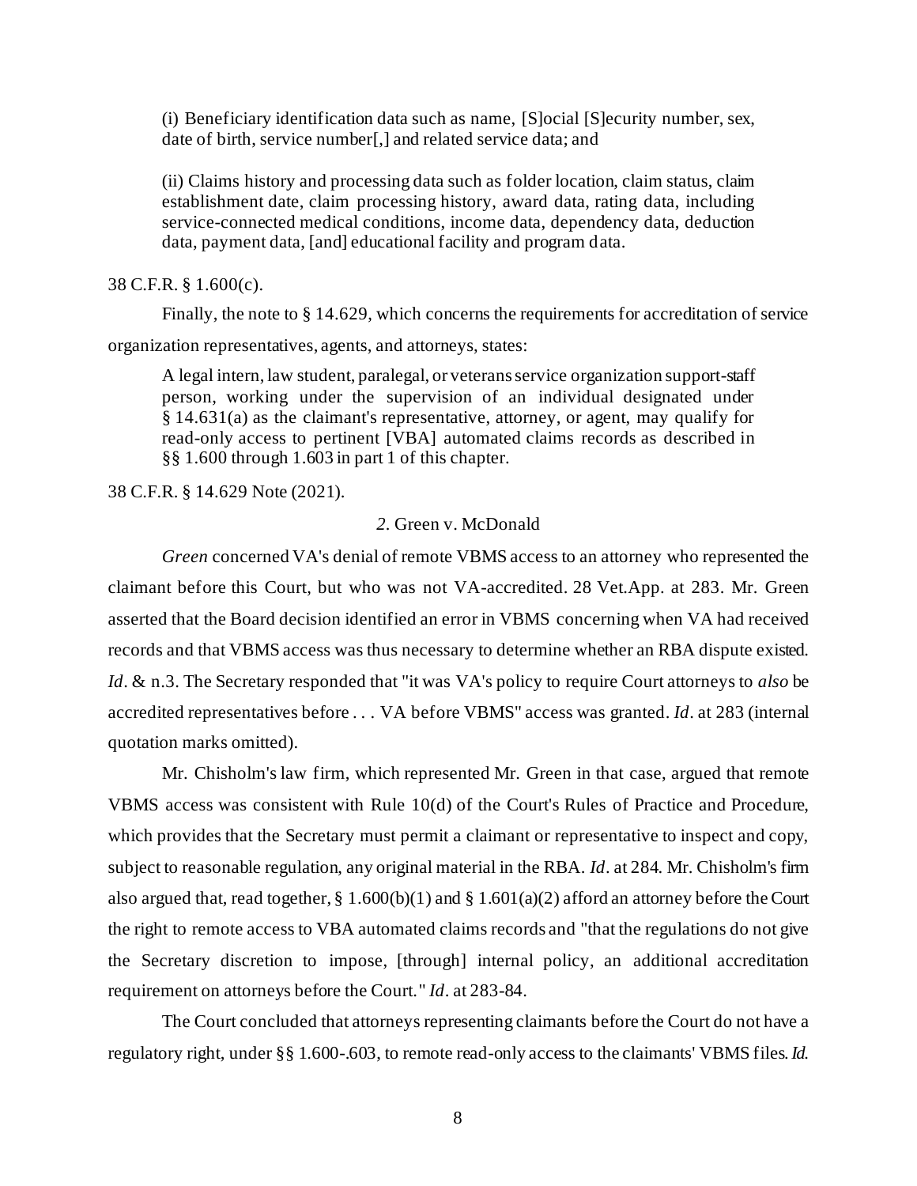> (i) Beneficiary identification data such as name, [S]ocial [S]ecurity number, sex, date of birth, service number[,] and related service data; and
>
> (ii) Claims history and processing data such as folder location, claim status, claim establishment date, claim processing history, award data, rating data, including service-connected medical conditions, income data, dependency data, deduction data, payment data, [and] educational facility and program data.

38 C.F.R. § 1.600(c).

Finally, the note to § 14.629, which concerns the requirements for accreditation of service organization representatives, agents, and attorneys, states:

> A legal intern, law student, paralegal, or veterans service organization support-staff person, working under the supervision of an individual designated under § 14.631(a) as the claimant's representative, attorney, or agent, may qualify for read-only access to pertinent [VBA] automated claims records as described in §§ 1.600 through 1.603 in part 1 of this chapter.

38 C.F.R. § 14.629 Note (2021).

### *2.* Green v. McDonald

*Green* concerned VA's denial of remote VBMS access to an attorney who represented the claimant before this Court, but who was not VA-accredited. 28 Vet.App. at 283. Mr. Green asserted that the Board decision identified an error in VBMS concerning when VA had received records and that VBMS access was thus necessary to determine whether an RBA dispute existed. *Id*. & n.3. The Secretary responded that "it was VA's policy to require Court attorneys to *also* be accredited representatives before . . . VA before VBMS" access was granted. *Id*. at 283 (internal quotation marks omitted).

Mr. Chisholm's law firm, which represented Mr. Green in that case, argued that remote VBMS access was consistent with Rule 10(d) of the Court's Rules of Practice and Procedure, which provides that the Secretary must permit a claimant or representative to inspect and copy, subject to reasonable regulation, any original material in the RBA. *Id*. at 284. Mr. Chisholm's firm also argued that, read together, § 1.600(b)(1) and § 1.601(a)(2) afford an attorney before the Court the right to remote access to VBA automated claims records and "that the regulations do not give the Secretary discretion to impose, [through] internal policy, an additional accreditation requirement on attorneys before the Court." *Id*. at 283-84.

The Court concluded that attorneys representing claimants before the Court do not have a regulatory right, under §§ 1.600-.603, to remote read-only access to the claimants' VBMS files. *Id*.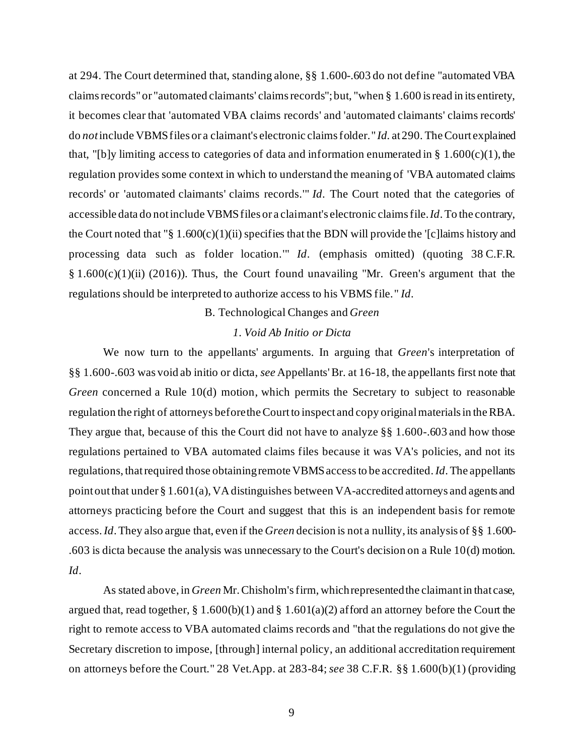at 294. The Court determined that, standing alone, §§ 1.600-.603 do not define "automated VBA claims records" or "automated claimants' claims records"; but, "when § 1.600 is read in its entirety, it becomes clear that 'automated VBA claims records' and 'automated claimants' claims records' do *not* include VBMS files or a claimant's electronic claims folder." *Id*. at 290. The Court explained that, "[b]y limiting access to categories of data and information enumerated in § 1.600(c)(1), the regulation provides some context in which to understand the meaning of 'VBA automated claims records' or 'automated claimants' claims records.'" *Id*. The Court noted that the categories of accessible data do not include VBMS files or a claimant's electronic claims file. *Id*. To the contrary, the Court noted that "§ 1.600(c)(1)(ii) specifies that the BDN will provide the '[c]laims history and processing data such as folder location.'" *Id*. (emphasis omitted) (quoting 38 C.F.R. § 1.600(c)(1)(ii) (2016)). Thus, the Court found unavailing "Mr. Green's argument that the regulations should be interpreted to authorize access to his VBMS file." *Id*.

B. Technological Changes and *Green*

*1. Void Ab Initio or Dicta*

We now turn to the appellants' arguments. In arguing that *Green*'s interpretation of §§ 1.600-.603 was void ab initio or dicta, *see* Appellants' Br. at 16-18, the appellants first note that *Green* concerned a Rule 10(d) motion, which permits the Secretary to subject to reasonable regulation the right of attorneys before the Court to inspect and copy original materials in the RBA. They argue that, because of this the Court did not have to analyze §§ 1.600-.603 and how those regulations pertained to VBA automated claims files because it was VA's policies, and not its regulations, that required those obtaining remote VBMS access to be accredited. *Id*. The appellants point out that under § 1.601(a), VA distinguishes between VA-accredited attorneys and agents and attorneys practicing before the Court and suggest that this is an independent basis for remote access. *Id*. They also argue that, even if the *Green* decision is not a nullity, its analysis of §§ 1.600-.603 is dicta because the analysis was unnecessary to the Court's decision on a Rule 10(d) motion. *Id*.

As stated above, in *Green* Mr. Chisholm's firm, which represented the claimant in that case, argued that, read together, § 1.600(b)(1) and § 1.601(a)(2) afford an attorney before the Court the right to remote access to VBA automated claims records and "that the regulations do not give the Secretary discretion to impose, [through] internal policy, an additional accreditation requirement on attorneys before the Court." 28 Vet.App. at 283-84; *see* 38 C.F.R. §§ 1.600(b)(1) (providing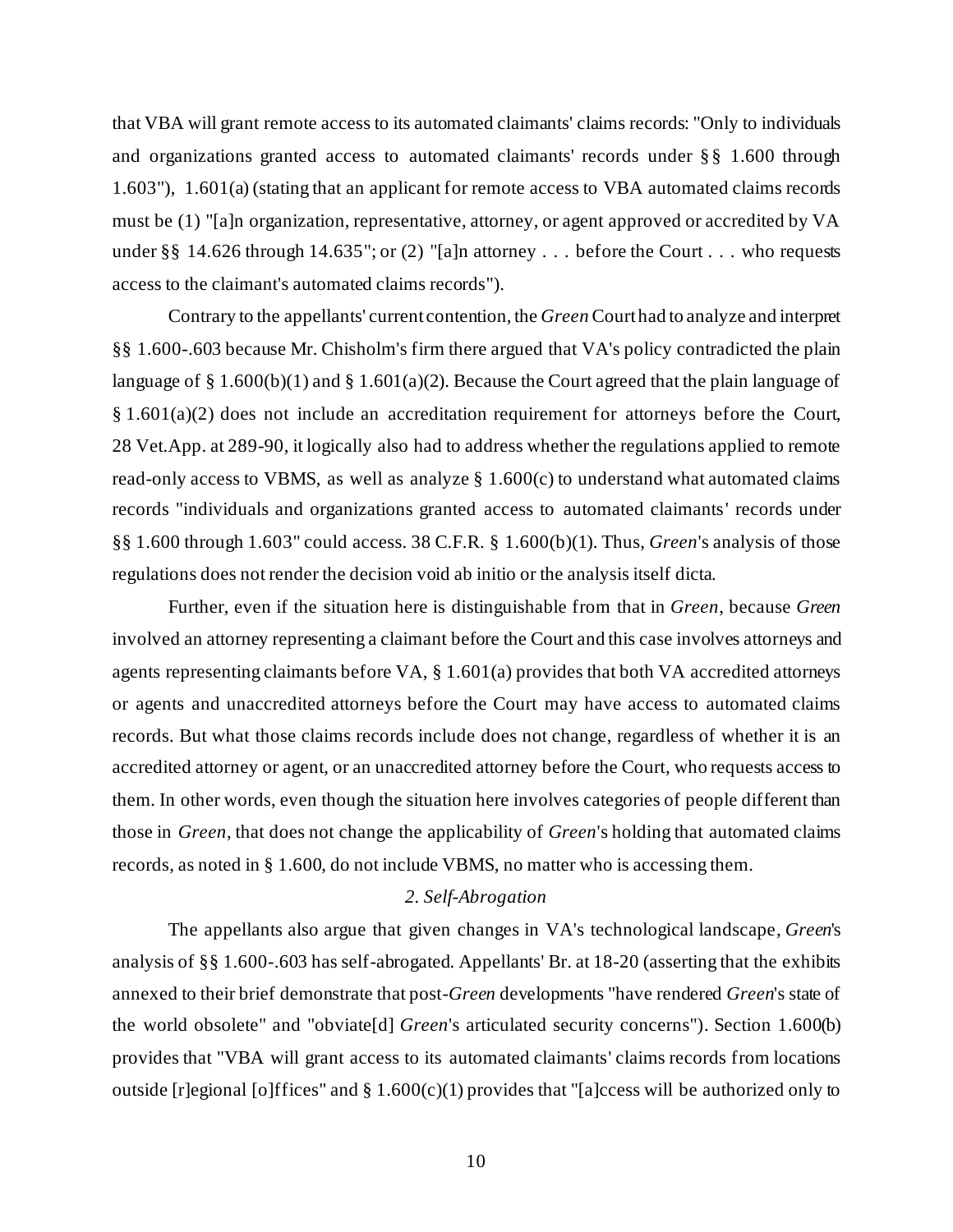that VBA will grant remote access to its automated claimants' claims records: "Only to individuals and organizations granted access to automated claimants' records under §§ 1.600 through 1.603"), 1.601(a) (stating that an applicant for remote access to VBA automated claims records must be (1) "[a]n organization, representative, attorney, or agent approved or accredited by VA under §§ 14.626 through 14.635"; or (2) "[a]n attorney . . . before the Court . . . who requests access to the claimant's automated claims records").

Contrary to the appellants' current contention, the *Green* Court had to analyze and interpret §§ 1.600-.603 because Mr. Chisholm's firm there argued that VA's policy contradicted the plain language of § 1.600(b)(1) and § 1.601(a)(2). Because the Court agreed that the plain language of § 1.601(a)(2) does not include an accreditation requirement for attorneys before the Court, 28 Vet.App. at 289-90, it logically also had to address whether the regulations applied to remote read-only access to VBMS, as well as analyze § 1.600(c) to understand what automated claims records "individuals and organizations granted access to automated claimants' records under §§ 1.600 through 1.603" could access. 38 C.F.R. § 1.600(b)(1). Thus, *Green*'s analysis of those regulations does not render the decision void ab initio or the analysis itself dicta.

Further, even if the situation here is distinguishable from that in *Green*, because *Green* involved an attorney representing a claimant before the Court and this case involves attorneys and agents representing claimants before VA, § 1.601(a) provides that both VA accredited attorneys or agents and unaccredited attorneys before the Court may have access to automated claims records. But what those claims records include does not change, regardless of whether it is an accredited attorney or agent, or an unaccredited attorney before the Court, who requests access to them. In other words, even though the situation here involves categories of people different than those in *Green*, that does not change the applicability of *Green*'s holding that automated claims records, as noted in § 1.600, do not include VBMS, no matter who is accessing them.

*2. Self-Abrogation*

The appellants also argue that given changes in VA's technological landscape, *Green*'s analysis of §§ 1.600-.603 has self-abrogated. Appellants' Br. at 18-20 (asserting that the exhibits annexed to their brief demonstrate that post-*Green* developments "have rendered *Green*'s state of the world obsolete" and "obviate[d] *Green*'s articulated security concerns"). Section 1.600(b) provides that "VBA will grant access to its automated claimants' claims records from locations outside [r]egional [o]ffices" and § 1.600(c)(1) provides that "[a]ccess will be authorized only to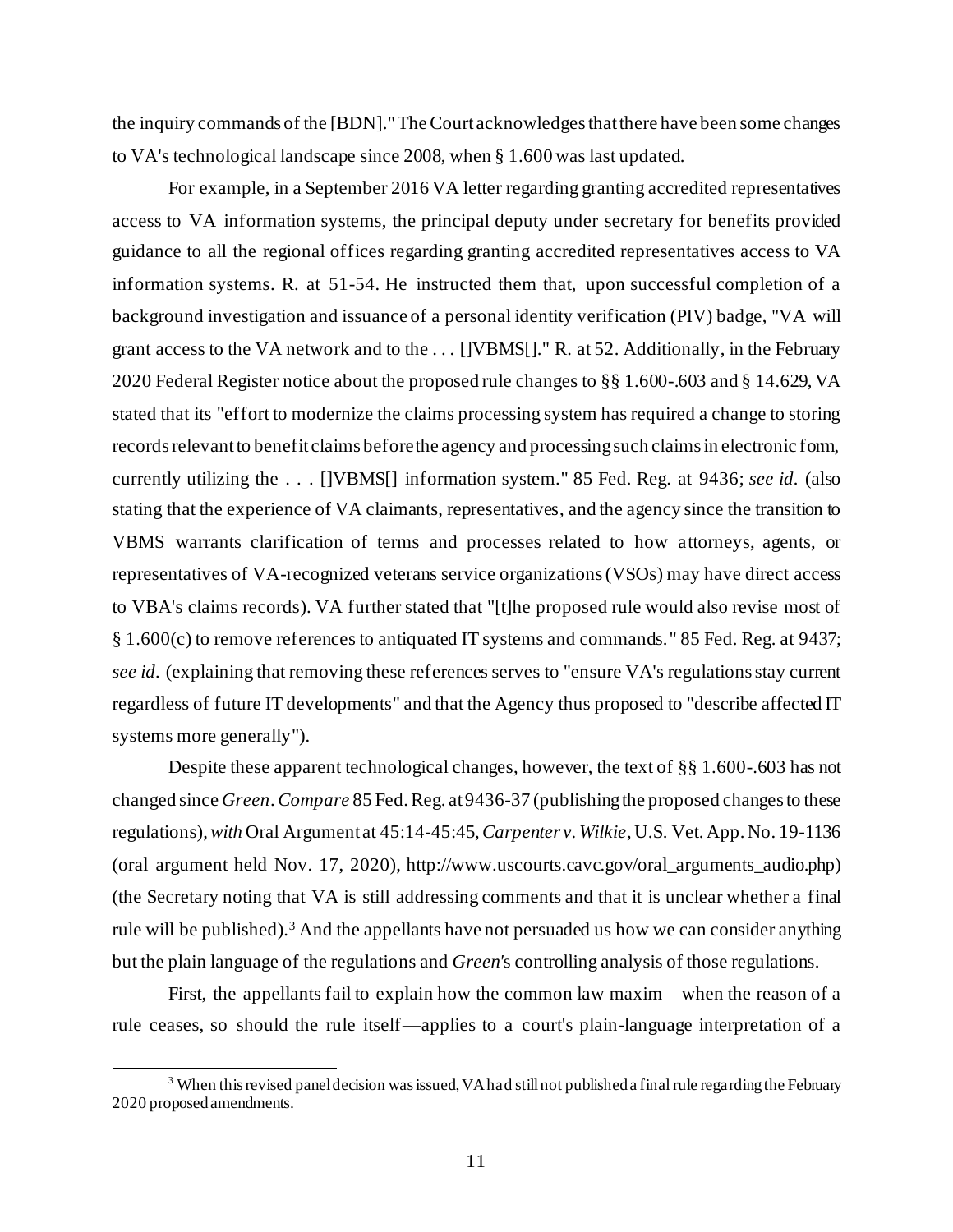the inquiry commands of the [BDN]." The Court acknowledges that there have been some changes to VA's technological landscape since 2008, when § 1.600 was last updated.

For example, in a September 2016 VA letter regarding granting accredited representatives access to VA information systems, the principal deputy under secretary for benefits provided guidance to all the regional offices regarding granting accredited representatives access to VA information systems. R. at 51-54. He instructed them that, upon successful completion of a background investigation and issuance of a personal identity verification (PIV) badge, "VA will grant access to the VA network and to the . . . []VBMS[]." R. at 52. Additionally, in the February 2020 Federal Register notice about the proposed rule changes to §§ 1.600-.603 and § 14.629, VA stated that its "effort to modernize the claims processing system has required a change to storing records relevant to benefit claims before the agency and processing such claims in electronic form, currently utilizing the . . . []VBMS[] information system." 85 Fed. Reg. at 9436; *see id*. (also stating that the experience of VA claimants, representatives, and the agency since the transition to VBMS warrants clarification of terms and processes related to how attorneys, agents, or representatives of VA-recognized veterans service organizations (VSOs) may have direct access to VBA's claims records). VA further stated that "[t]he proposed rule would also revise most of § 1.600(c) to remove references to antiquated IT systems and commands." 85 Fed. Reg. at 9437; *see id*. (explaining that removing these references serves to "ensure VA's regulations stay current regardless of future IT developments" and that the Agency thus proposed to "describe affected IT systems more generally").

Despite these apparent technological changes, however, the text of §§ 1.600-.603 has not changed since *Green*. *Compare* 85 Fed. Reg. at 9436-37 (publishing the proposed changes to these regulations), *with* Oral Argument at 45:14-45:45, *Carpenter v. Wilkie*, U.S. Vet. App. No. 19-1136 (oral argument held Nov. 17, 2020), http://www.uscourts.cavc.gov/oral_arguments_audio.php) (the Secretary noting that VA is still addressing comments and that it is unclear whether a final rule will be published).[3] And the appellants have not persuaded us how we can consider anything but the plain language of the regulations and *Green*'s controlling analysis of those regulations.

First, the appellants fail to explain how the common law maxim—when the reason of a rule ceases, so should the rule itself—applies to a court's plain-language interpretation of a

[3] When this revised panel decision was issued, VA had still not published a final rule regarding the February 2020 proposed amendments.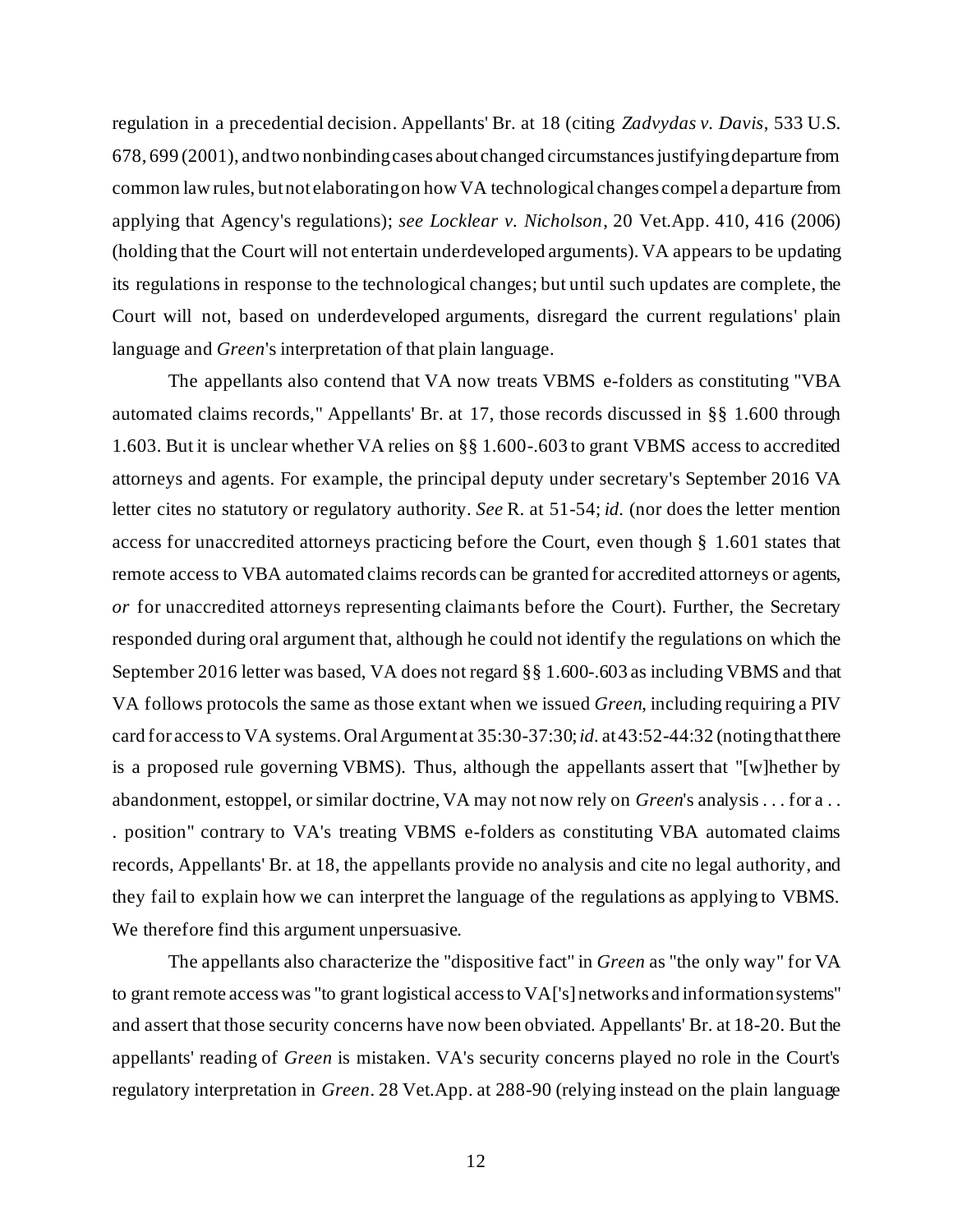regulation in a precedential decision. Appellants' Br. at 18 (citing *Zadvydas v. Davis*, 533 U.S. 678, 699 (2001), and two nonbinding cases about changed circumstances justifying departure from common law rules, but not elaborating on how VA technological changes compel a departure from applying that Agency's regulations); *see Locklear v. Nicholson*, 20 Vet.App. 410, 416 (2006) (holding that the Court will not entertain underdeveloped arguments). VA appears to be updating its regulations in response to the technological changes; but until such updates are complete, the Court will not, based on underdeveloped arguments, disregard the current regulations' plain language and *Green*'s interpretation of that plain language.

The appellants also contend that VA now treats VBMS e-folders as constituting "VBA automated claims records," Appellants' Br. at 17, those records discussed in §§ 1.600 through 1.603. But it is unclear whether VA relies on §§ 1.600-.603 to grant VBMS access to accredited attorneys and agents. For example, the principal deputy under secretary's September 2016 VA letter cites no statutory or regulatory authority. *See* R. at 51-54; *id.* (nor does the letter mention access for unaccredited attorneys practicing before the Court, even though § 1.601 states that remote access to VBA automated claims records can be granted for accredited attorneys or agents, *or* for unaccredited attorneys representing claimants before the Court). Further, the Secretary responded during oral argument that, although he could not identify the regulations on which the September 2016 letter was based, VA does not regard §§ 1.600-.603 as including VBMS and that VA follows protocols the same as those extant when we issued *Green*, including requiring a PIV card for access to VA systems. Oral Argument at 35:30-37:30; *id.* at 43:52-44:32 (noting that there is a proposed rule governing VBMS). Thus, although the appellants assert that "[w]hether by abandonment, estoppel, or similar doctrine, VA may not now rely on *Green*'s analysis . . . for a . . . position" contrary to VA's treating VBMS e-folders as constituting VBA automated claims records, Appellants' Br. at 18, the appellants provide no analysis and cite no legal authority, and they fail to explain how we can interpret the language of the regulations as applying to VBMS. We therefore find this argument unpersuasive.

The appellants also characterize the "dispositive fact" in *Green* as "the only way" for VA to grant remote access was "to grant logistical access to VA['s] networks and information systems" and assert that those security concerns have now been obviated. Appellants' Br. at 18-20. But the appellants' reading of *Green* is mistaken. VA's security concerns played no role in the Court's regulatory interpretation in *Green*. 28 Vet.App. at 288-90 (relying instead on the plain language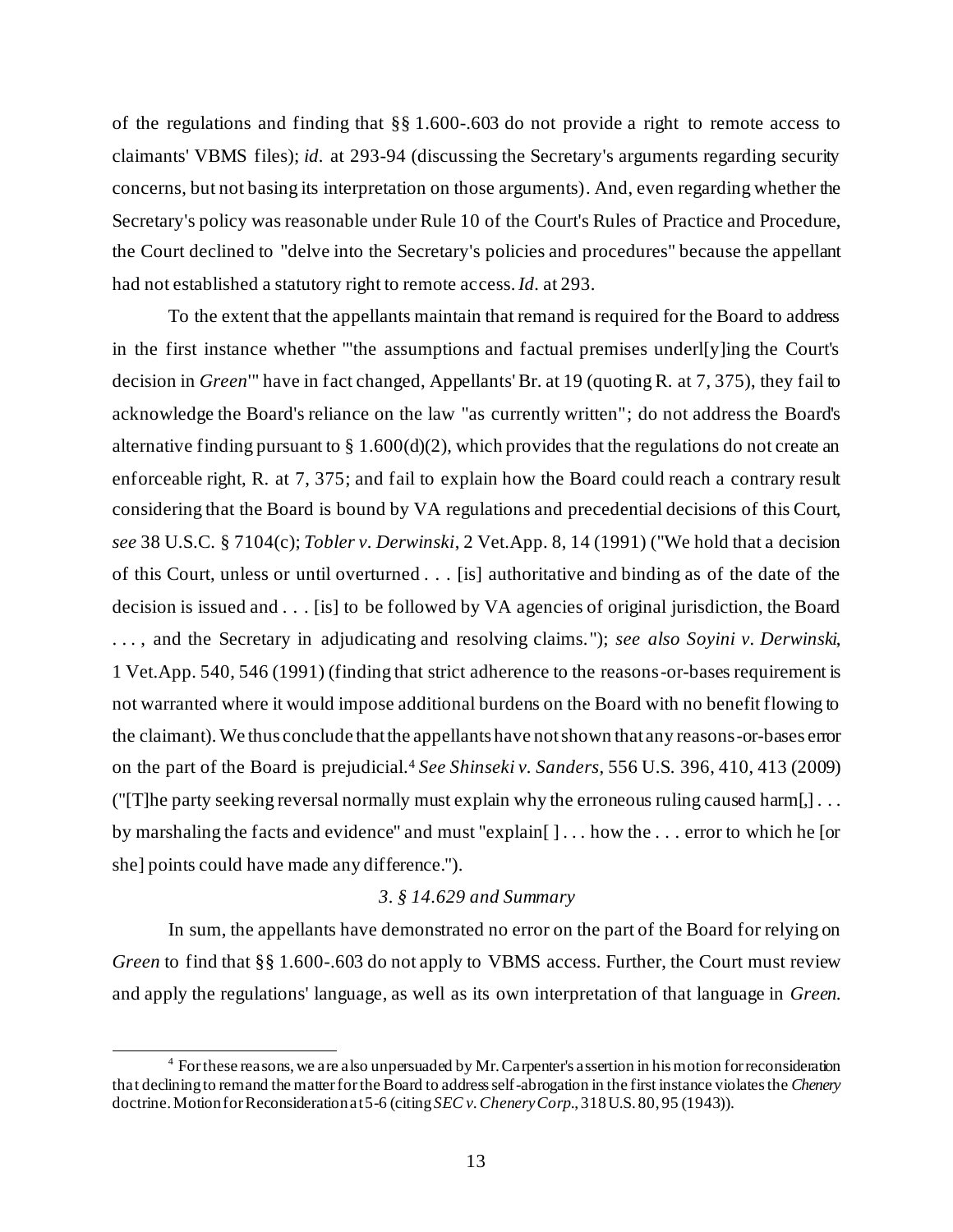of the regulations and finding that §§ 1.600-.603 do not provide a right to remote access to claimants' VBMS files); *id.* at 293-94 (discussing the Secretary's arguments regarding security concerns, but not basing its interpretation on those arguments). And, even regarding whether the Secretary's policy was reasonable under Rule 10 of the Court's Rules of Practice and Procedure, the Court declined to "delve into the Secretary's policies and procedures" because the appellant had not established a statutory right to remote access. *Id.* at 293.

To the extent that the appellants maintain that remand is required for the Board to address in the first instance whether "'the assumptions and factual premises underl[y]ing the Court's decision in *Green*'" have in fact changed, Appellants' Br. at 19 (quoting R. at 7, 375), they fail to acknowledge the Board's reliance on the law "as currently written"; do not address the Board's alternative finding pursuant to § 1.600(d)(2), which provides that the regulations do not create an enforceable right, R. at 7, 375; and fail to explain how the Board could reach a contrary result considering that the Board is bound by VA regulations and precedential decisions of this Court, *see* 38 U.S.C. § 7104(c); *Tobler v. Derwinski*, 2 Vet.App. 8, 14 (1991) ("We hold that a decision of this Court, unless or until overturned . . . [is] authoritative and binding as of the date of the decision is issued and . . . [is] to be followed by VA agencies of original jurisdiction, the Board . . . , and the Secretary in adjudicating and resolving claims."); *see also Soyini v. Derwinski*, 1 Vet.App. 540, 546 (1991) (finding that strict adherence to the reasons-or-bases requirement is not warranted where it would impose additional burdens on the Board with no benefit flowing to the claimant). We thus conclude that the appellants have not shown that any reasons-or-bases error on the part of the Board is prejudicial.[4] *See Shinseki v. Sanders*, 556 U.S. 396, 410, 413 (2009) ("[T]he party seeking reversal normally must explain why the erroneous ruling caused harm[,] . . . by marshaling the facts and evidence" and must "explain[ ] . . . how the . . . error to which he [or she] points could have made any difference.").

### *3. § 14.629 and Summary*

In sum, the appellants have demonstrated no error on the part of the Board for relying on *Green* to find that §§ 1.600-.603 do not apply to VBMS access. Further, the Court must review and apply the regulations' language, as well as its own interpretation of that language in *Green*.

---

[4] For these reasons, we are also unpersuaded by Mr. Carpenter's assertion in his motion for reconsideration that declining to remand the matter for the Board to address self-abrogation in the first instance violates the *Chenery* doctrine. Motion for Reconsideration at 5-6 (citing *SEC v. Chenery Corp.*, 318 U.S. 80, 95 (1943)).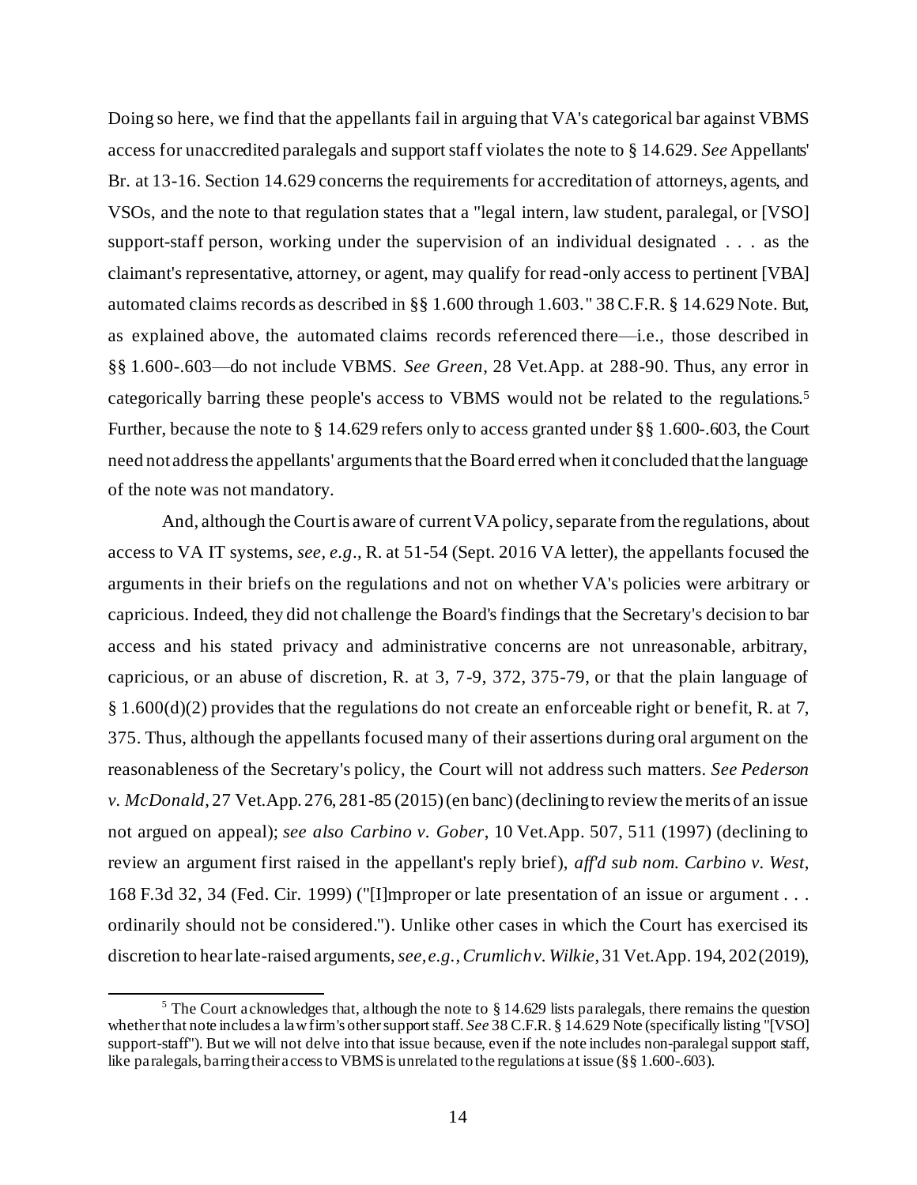Doing so here, we find that the appellants fail in arguing that VA's categorical bar against VBMS access for unaccredited paralegals and support staff violates the note to § 14.629. *See* Appellants' Br. at 13-16. Section 14.629 concerns the requirements for accreditation of attorneys, agents, and VSOs, and the note to that regulation states that a "legal intern, law student, paralegal, or [VSO] support-staff person, working under the supervision of an individual designated . . . as the claimant's representative, attorney, or agent, may qualify for read-only access to pertinent [VBA] automated claims records as described in §§ 1.600 through 1.603." 38 C.F.R. § 14.629 Note. But, as explained above, the automated claims records referenced there—i.e., those described in §§ 1.600-.603—do not include VBMS. *See Green*, 28 Vet.App. at 288-90. Thus, any error in categorically barring these people's access to VBMS would not be related to the regulations.[5] Further, because the note to § 14.629 refers only to access granted under §§ 1.600-.603, the Court need not address the appellants' arguments that the Board erred when it concluded that the language of the note was not mandatory.

And, although the Court is aware of current VA policy, separate from the regulations, about access to VA IT systems, *see, e.g.*, R. at 51-54 (Sept. 2016 VA letter), the appellants focused the arguments in their briefs on the regulations and not on whether VA's policies were arbitrary or capricious. Indeed, they did not challenge the Board's findings that the Secretary's decision to bar access and his stated privacy and administrative concerns are not unreasonable, arbitrary, capricious, or an abuse of discretion, R. at 3, 7-9, 372, 375-79, or that the plain language of § 1.600(d)(2) provides that the regulations do not create an enforceable right or benefit, R. at 7, 375. Thus, although the appellants focused many of their assertions during oral argument on the reasonableness of the Secretary's policy, the Court will not address such matters. *See Pederson v. McDonald*, 27 Vet.App. 276, 281-85 (2015) (en banc) (declining to review the merits of an issue not argued on appeal); *see also Carbino v. Gober*, 10 Vet.App. 507, 511 (1997) (declining to review an argument first raised in the appellant's reply brief), *aff'd sub nom. Carbino v. West*, 168 F.3d 32, 34 (Fed. Cir. 1999) ("[I]mproper or late presentation of an issue or argument . . . ordinarily should not be considered."). Unlike other cases in which the Court has exercised its discretion to hear late-raised arguments, *see, e.g.*, *Crumlich v. Wilkie*, 31 Vet.App. 194, 202 (2019),

---

[5] The Court acknowledges that, although the note to § 14.629 lists paralegals, there remains the question whether that note includes a law firm's other support staff. *See* 38 C.F.R. § 14.629 Note (specifically listing "[VSO] support-staff"). But we will not delve into that issue because, even if the note includes non-paralegal support staff, like paralegals, barring their access to VBMS is unrelated to the regulations at issue (§§ 1.600-.603).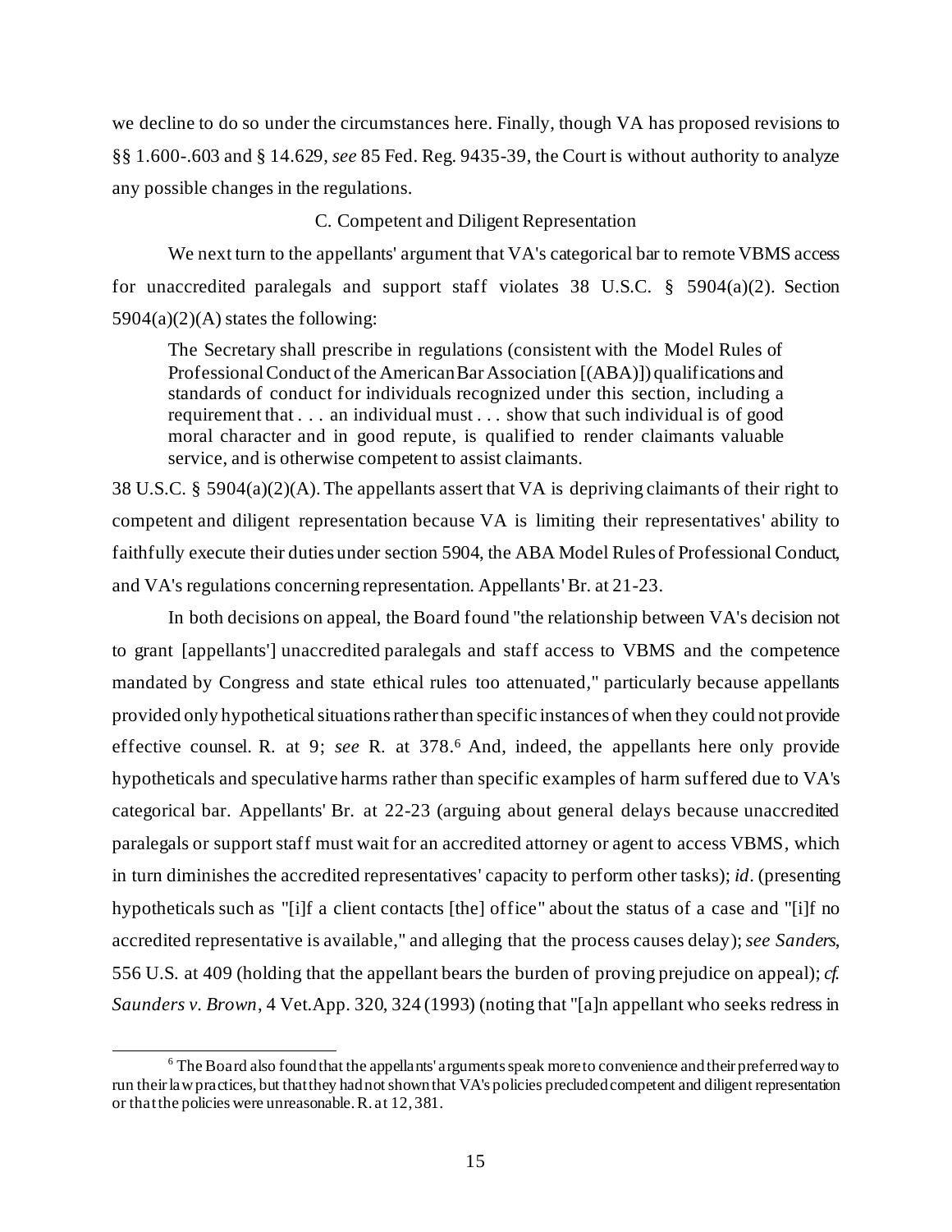we decline to do so under the circumstances here. Finally, though VA has proposed revisions to §§ 1.600-.603 and § 14.629, *see* 85 Fed. Reg. 9435-39, the Court is without authority to analyze any possible changes in the regulations.

C. Competent and Diligent Representation

We next turn to the appellants' argument that VA's categorical bar to remote VBMS access for unaccredited paralegals and support staff violates 38 U.S.C. § 5904(a)(2). Section 5904(a)(2)(A) states the following:

> The Secretary shall prescribe in regulations (consistent with the Model Rules of Professional Conduct of the American Bar Association [(ABA)]) qualifications and standards of conduct for individuals recognized under this section, including a requirement that . . . an individual must . . . show that such individual is of good moral character and in good repute, is qualified to render claimants valuable service, and is otherwise competent to assist claimants.

38 U.S.C. § 5904(a)(2)(A). The appellants assert that VA is depriving claimants of their right to competent and diligent representation because VA is limiting their representatives' ability to faithfully execute their duties under section 5904, the ABA Model Rules of Professional Conduct, and VA's regulations concerning representation. Appellants' Br. at 21-23.

In both decisions on appeal, the Board found "the relationship between VA's decision not to grant [appellants'] unaccredited paralegals and staff access to VBMS and the competence mandated by Congress and state ethical rules too attenuated," particularly because appellants provided only hypothetical situations rather than specific instances of when they could not provide effective counsel. R. at 9; *see* R. at 378.[6] And, indeed, the appellants here only provide hypotheticals and speculative harms rather than specific examples of harm suffered due to VA's categorical bar. Appellants' Br. at 22-23 (arguing about general delays because unaccredited paralegals or support staff must wait for an accredited attorney or agent to access VBMS, which in turn diminishes the accredited representatives' capacity to perform other tasks); *id*. (presenting hypotheticals such as "[i]f a client contacts [the] office" about the status of a case and "[i]f no accredited representative is available," and alleging that the process causes delay); *see Sanders*, 556 U.S. at 409 (holding that the appellant bears the burden of proving prejudice on appeal); *cf. Saunders v. Brown*, 4 Vet.App. 320, 324 (1993) (noting that "[a]n appellant who seeks redress in

[6] The Board also found that the appellants' arguments speak more to convenience and their preferred way to run their law practices, but that they had not shown that VA's policies precluded competent and diligent representation or that the policies were unreasonable. R. at 12, 381.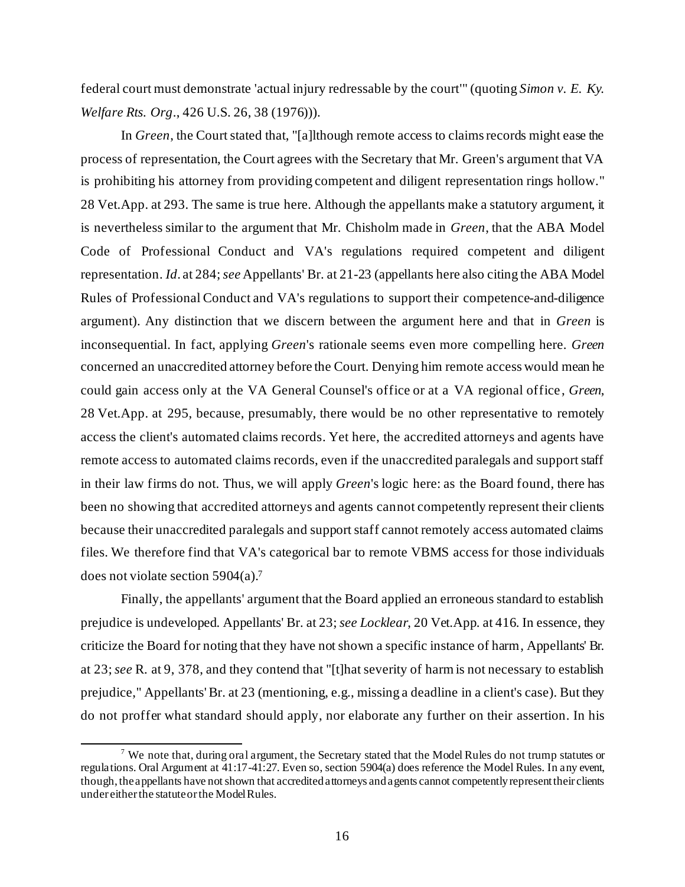federal court must demonstrate 'actual injury redressable by the court'" (quoting *Simon v. E. Ky. Welfare Rts. Org*., 426 U.S. 26, 38 (1976))).

In *Green*, the Court stated that, "[a]lthough remote access to claims records might ease the process of representation, the Court agrees with the Secretary that Mr. Green's argument that VA is prohibiting his attorney from providing competent and diligent representation rings hollow." 28 Vet.App. at 293. The same is true here. Although the appellants make a statutory argument, it is nevertheless similar to the argument that Mr. Chisholm made in *Green*, that the ABA Model Code of Professional Conduct and VA's regulations required competent and diligent representation. *Id*. at 284; *see* Appellants' Br. at 21-23 (appellants here also citing the ABA Model Rules of Professional Conduct and VA's regulations to support their competence-and-diligence argument). Any distinction that we discern between the argument here and that in *Green* is inconsequential. In fact, applying *Green*'s rationale seems even more compelling here. *Green* concerned an unaccredited attorney before the Court. Denying him remote access would mean he could gain access only at the VA General Counsel's office or at a VA regional office, *Green*, 28 Vet.App. at 295, because, presumably, there would be no other representative to remotely access the client's automated claims records. Yet here, the accredited attorneys and agents have remote access to automated claims records, even if the unaccredited paralegals and support staff in their law firms do not. Thus, we will apply *Green*'s logic here: as the Board found, there has been no showing that accredited attorneys and agents cannot competently represent their clients because their unaccredited paralegals and support staff cannot remotely access automated claims files. We therefore find that VA's categorical bar to remote VBMS access for those individuals does not violate section 5904(a).[7]

Finally, the appellants' argument that the Board applied an erroneous standard to establish prejudice is undeveloped. Appellants' Br. at 23; *see Locklear*, 20 Vet.App. at 416. In essence, they criticize the Board for noting that they have not shown a specific instance of harm, Appellants' Br. at 23; *see* R. at 9, 378, and they contend that "[t]hat severity of harm is not necessary to establish prejudice," Appellants' Br. at 23 (mentioning, e.g., missing a deadline in a client's case). But they do not proffer what standard should apply, nor elaborate any further on their assertion. In his

[7] We note that, during oral argument, the Secretary stated that the Model Rules do not trump statutes or regulations. Oral Argument at 41:17-41:27. Even so, section 5904(a) does reference the Model Rules. In any event, though, the appellants have not shown that accredited attorneys and agents cannot competently represent their clients under either the statute or the Model Rules.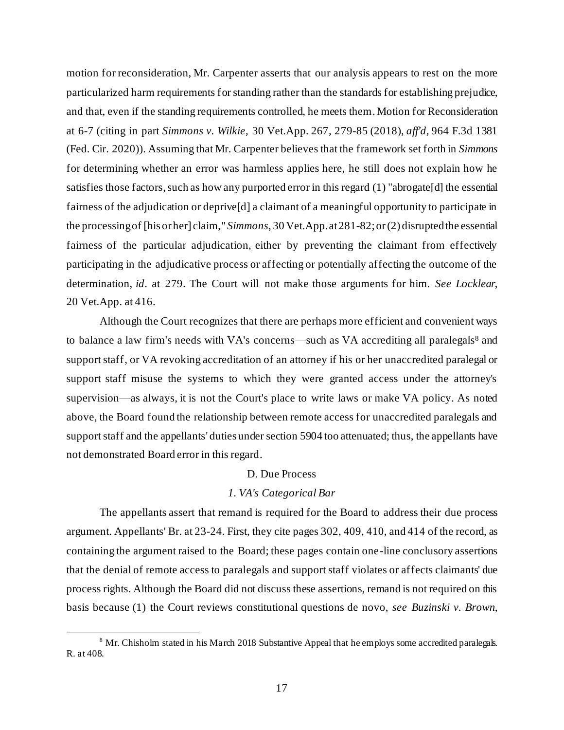motion for reconsideration, Mr. Carpenter asserts that our analysis appears to rest on the more particularized harm requirements for standing rather than the standards for establishing prejudice, and that, even if the standing requirements controlled, he meets them. Motion for Reconsideration at 6-7 (citing in part *Simmons v. Wilkie*, 30 Vet.App. 267, 279-85 (2018), *aff'd*, 964 F.3d 1381 (Fed. Cir. 2020)). Assuming that Mr. Carpenter believes that the framework set forth in *Simmons* for determining whether an error was harmless applies here, he still does not explain how he satisfies those factors, such as how any purported error in this regard (1) "abrogate[d] the essential fairness of the adjudication or deprive[d] a claimant of a meaningful opportunity to participate in the processing of [his or her] claim," *Simmons*, 30 Vet.App. at 281-82; or (2) disrupted the essential fairness of the particular adjudication, either by preventing the claimant from effectively participating in the adjudicative process or affecting or potentially affecting the outcome of the determination, *id*. at 279. The Court will not make those arguments for him. *See Locklear*, 20 Vet.App. at 416.

Although the Court recognizes that there are perhaps more efficient and convenient ways to balance a law firm's needs with VA's concerns—such as VA accrediting all paralegals[8] and support staff, or VA revoking accreditation of an attorney if his or her unaccredited paralegal or support staff misuse the systems to which they were granted access under the attorney's supervision—as always, it is not the Court's place to write laws or make VA policy. As noted above, the Board found the relationship between remote access for unaccredited paralegals and support staff and the appellants' duties under section 5904 too attenuated; thus, the appellants have not demonstrated Board error in this regard.

D. Due Process

*1. VA's Categorical Bar*

The appellants assert that remand is required for the Board to address their due process argument. Appellants' Br. at 23-24. First, they cite pages 302, 409, 410, and 414 of the record, as containing the argument raised to the Board; these pages contain one-line conclusory assertions that the denial of remote access to paralegals and support staff violates or affects claimants' due process rights. Although the Board did not discuss these assertions, remand is not required on this basis because (1) the Court reviews constitutional questions de novo, *see Buzinski v. Brown*,

[8] Mr. Chisholm stated in his March 2018 Substantive Appeal that he employs some accredited paralegals. R. at 408.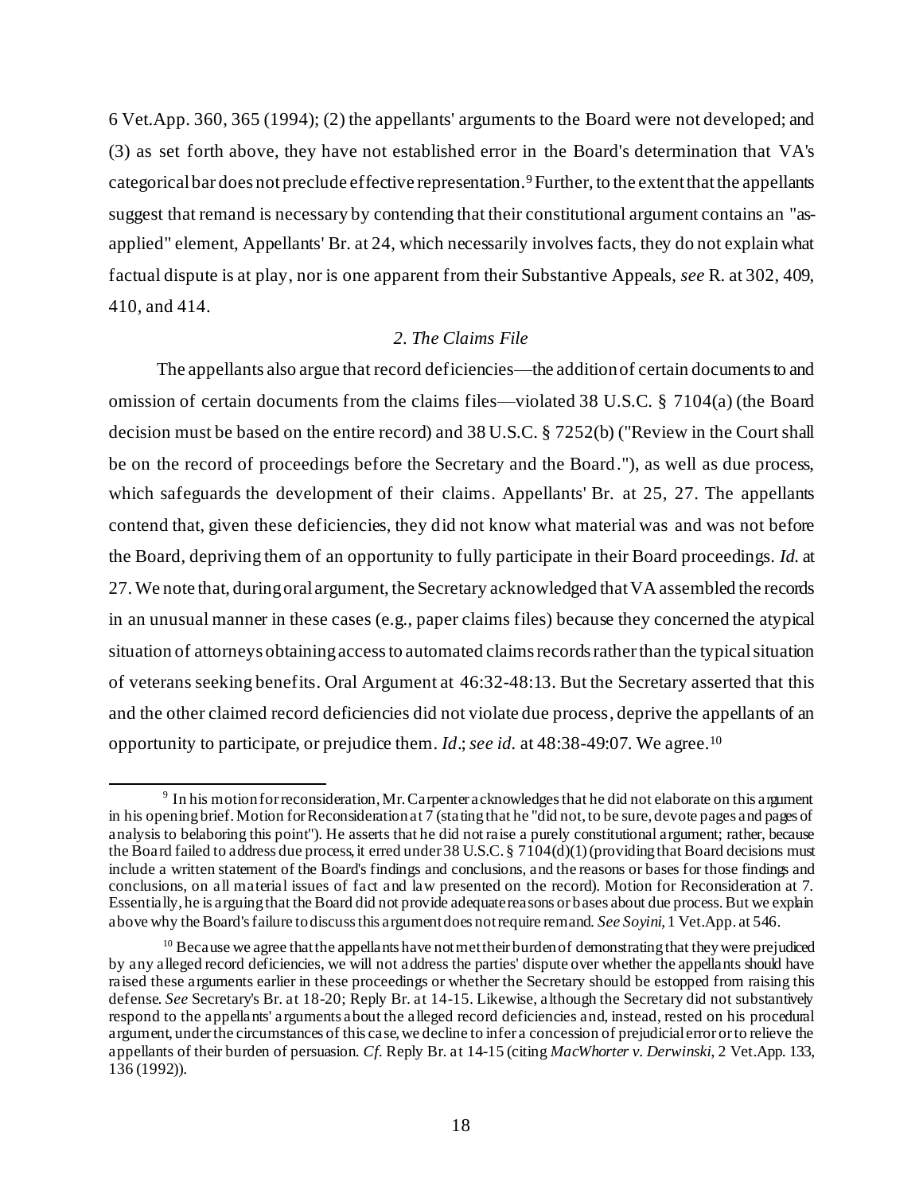6 Vet.App. 360, 365 (1994); (2) the appellants' arguments to the Board were not developed; and (3) as set forth above, they have not established error in the Board's determination that VA's categorical bar does not preclude effective representation.[9] Further, to the extent that the appellants suggest that remand is necessary by contending that their constitutional argument contains an "as-applied" element, Appellants' Br. at 24, which necessarily involves facts, they do not explain what factual dispute is at play, nor is one apparent from their Substantive Appeals, *see* R. at 302, 409, 410, and 414.

### *2. The Claims File*

The appellants also argue that record deficiencies—the addition of certain documents to and omission of certain documents from the claims files—violated 38 U.S.C. § 7104(a) (the Board decision must be based on the entire record) and 38 U.S.C. § 7252(b) ("Review in the Court shall be on the record of proceedings before the Secretary and the Board."), as well as due process, which safeguards the development of their claims. Appellants' Br. at 25, 27. The appellants contend that, given these deficiencies, they did not know what material was and was not before the Board, depriving them of an opportunity to fully participate in their Board proceedings. *Id.* at 27. We note that, during oral argument, the Secretary acknowledged that VA assembled the records in an unusual manner in these cases (e.g., paper claims files) because they concerned the atypical situation of attorneys obtaining access to automated claims records rather than the typical situation of veterans seeking benefits. Oral Argument at 46:32-48:13. But the Secretary asserted that this and the other claimed record deficiencies did not violate due process, deprive the appellants of an opportunity to participate, or prejudice them. *Id*.; *see id.* at 48:38-49:07. We agree.[10]

---

[9] In his motion for reconsideration, Mr. Carpenter acknowledges that he did not elaborate on this argument in his opening brief. Motion for Reconsideration at 7 (stating that he "did not, to be sure, devote pages and pages of analysis to belaboring this point"). He asserts that he did not raise a purely constitutional argument; rather, because the Board failed to address due process, it erred under 38 U.S.C. § 7104(d)(1) (providing that Board decisions must include a written statement of the Board's findings and conclusions, and the reasons or bases for those findings and conclusions, on all material issues of fact and law presented on the record). Motion for Reconsideration at 7. Essentially, he is arguing that the Board did not provide adequate reasons or bases about due process. But we explain above why the Board's failure to discuss this argument does not require remand. *See Soyini*, 1 Vet.App. at 546.

[10] Because we agree that the appellants have not met their burden of demonstrating that they were prejudiced by any alleged record deficiencies, we will not address the parties' dispute over whether the appellants should have raised these arguments earlier in these proceedings or whether the Secretary should be estopped from raising this defense. *See* Secretary's Br. at 18-20; Reply Br. at 14-15. Likewise, although the Secretary did not substantively respond to the appellants' arguments about the alleged record deficiencies and, instead, rested on his procedural argument, under the circumstances of this case, we decline to infer a concession of prejudicial error or to relieve the appellants of their burden of persuasion. *Cf.* Reply Br. at 14-15 (citing *MacWhorter v. Derwinski*, 2 Vet.App. 133, 136 (1992)).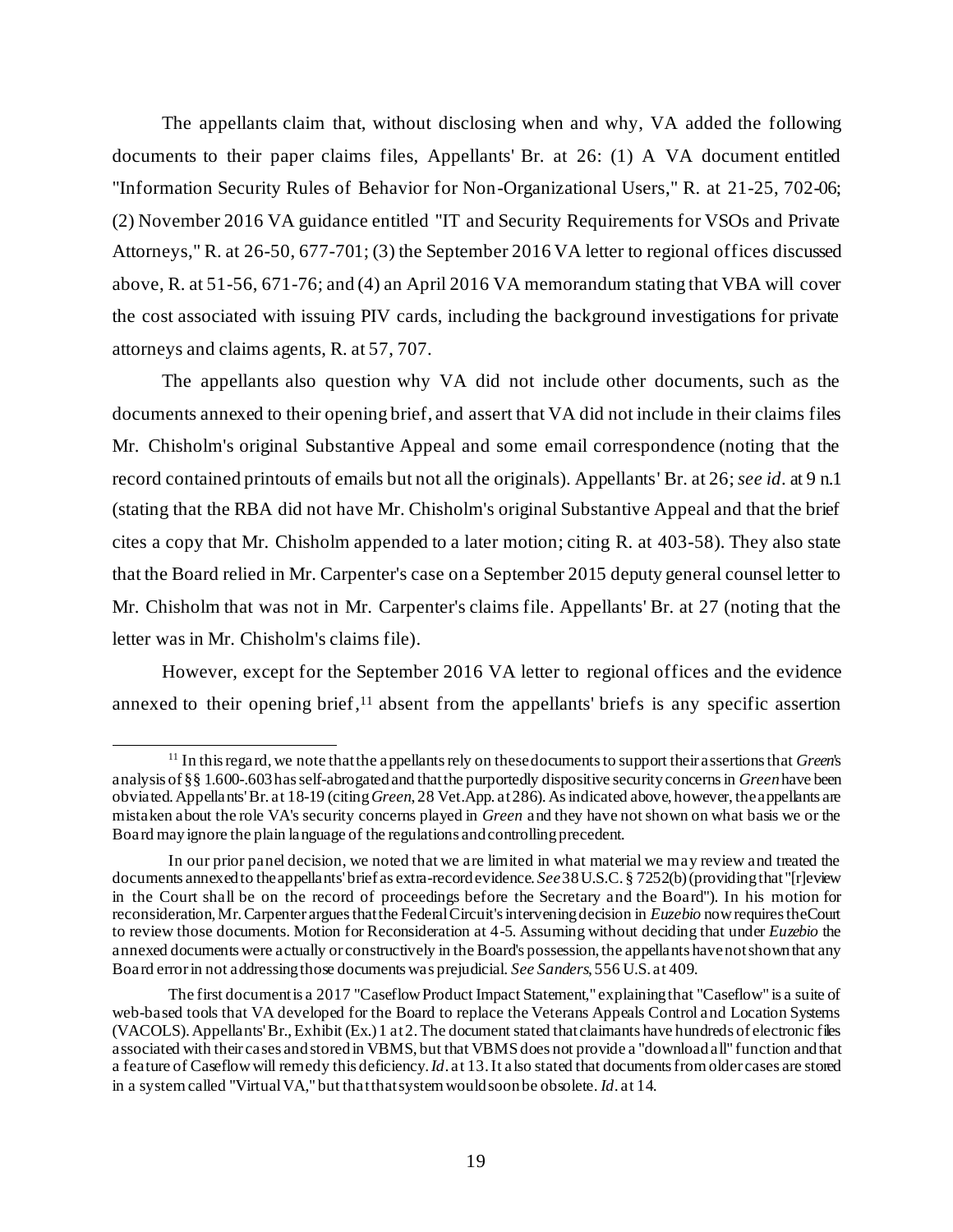The appellants claim that, without disclosing when and why, VA added the following documents to their paper claims files, Appellants' Br. at 26: (1) A VA document entitled "Information Security Rules of Behavior for Non-Organizational Users," R. at 21-25, 702-06; (2) November 2016 VA guidance entitled "IT and Security Requirements for VSOs and Private Attorneys," R. at 26-50, 677-701; (3) the September 2016 VA letter to regional offices discussed above, R. at 51-56, 671-76; and (4) an April 2016 VA memorandum stating that VBA will cover the cost associated with issuing PIV cards, including the background investigations for private attorneys and claims agents, R. at 57, 707.

The appellants also question why VA did not include other documents, such as the documents annexed to their opening brief, and assert that VA did not include in their claims files Mr. Chisholm's original Substantive Appeal and some email correspondence (noting that the record contained printouts of emails but not all the originals). Appellants' Br. at 26; *see id.* at 9 n.1 (stating that the RBA did not have Mr. Chisholm's original Substantive Appeal and that the brief cites a copy that Mr. Chisholm appended to a later motion; citing R. at 403-58). They also state that the Board relied in Mr. Carpenter's case on a September 2015 deputy general counsel letter to Mr. Chisholm that was not in Mr. Carpenter's claims file. Appellants' Br. at 27 (noting that the letter was in Mr. Chisholm's claims file).

However, except for the September 2016 VA letter to regional offices and the evidence annexed to their opening brief,[11] absent from the appellants' briefs is any specific assertion

---

[11] In this regard, we note that the appellants rely on these documents to support their assertions that *Green*'s analysis of §§ 1.600-.603 has self-abrogated and that the purportedly dispositive security concerns in *Green* have been obviated. Appellants' Br. at 18-19 (citing *Green*, 28 Vet.App. at 286). As indicated above, however, the appellants are mistaken about the role VA's security concerns played in *Green* and they have not shown on what basis we or the Board may ignore the plain language of the regulations and controlling precedent.

In our prior panel decision, we noted that we are limited in what material we may review and treated the documents annexed to the appellants' brief as extra-record evidence. *See* 38 U.S.C. § 7252(b) (providing that "[r]eview in the Court shall be on the record of proceedings before the Secretary and the Board"). In his motion for reconsideration, Mr. Carpenter argues that the Federal Circuit's intervening decision in *Euzebio* now requires the Court to review those documents. Motion for Reconsideration at 4-5. Assuming without deciding that under *Euzebio* the annexed documents were actually or constructively in the Board's possession, the appellants have not shown that any Board error in not addressing those documents was prejudicial. *See Sanders*, 556 U.S. at 409.

The first document is a 2017 "Caseflow Product Impact Statement," explaining that "Caseflow" is a suite of web-based tools that VA developed for the Board to replace the Veterans Appeals Control and Location Systems (VACOLS). Appellants' Br., Exhibit (Ex.) 1 at 2. The document stated that claimants have hundreds of electronic files associated with their cases and stored in VBMS, but that VBMS does not provide a "download all" function and that a feature of Caseflow will remedy this deficiency. *Id.* at 13. It also stated that documents from older cases are stored in a system called "Virtual VA," but that that system would soon be obsolete. *Id.* at 14.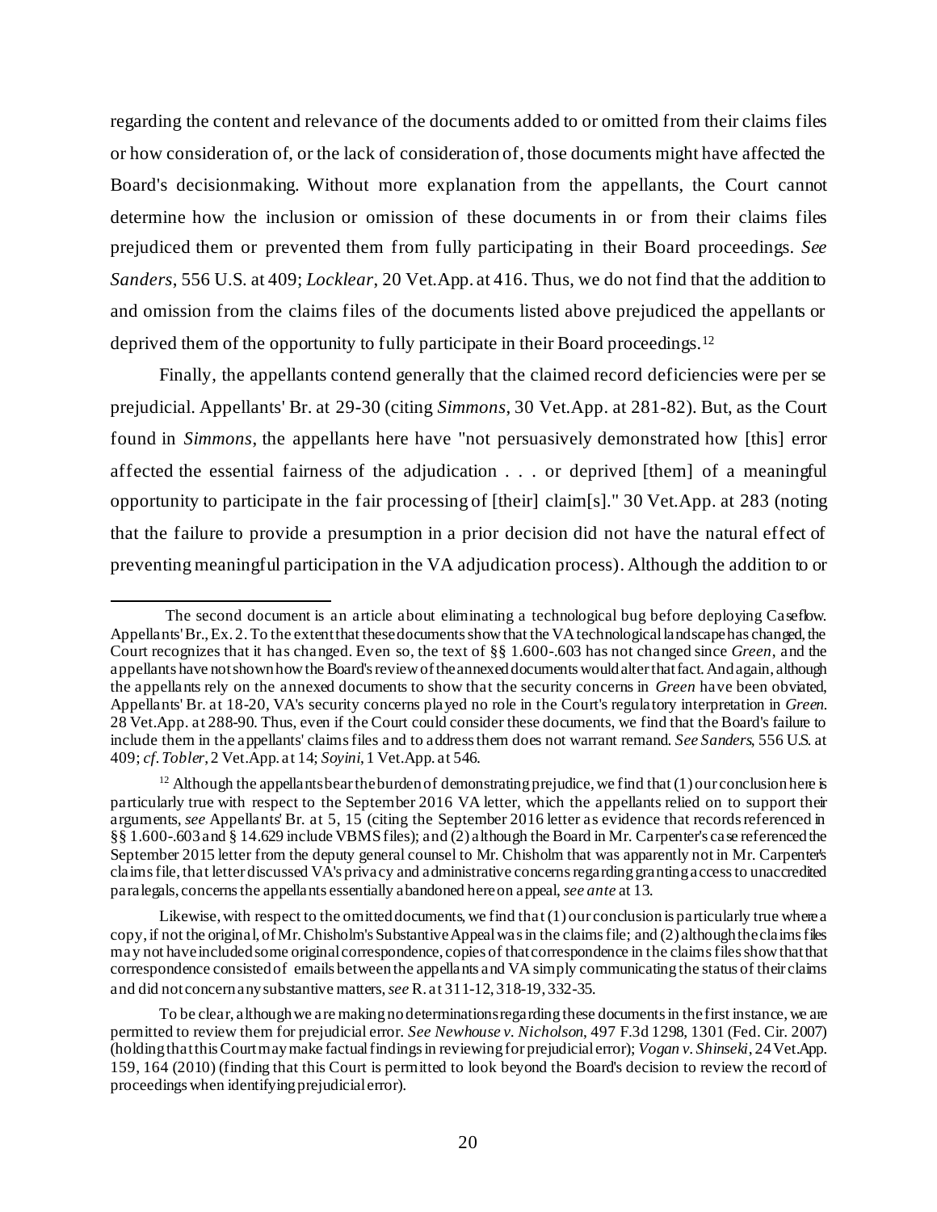regarding the content and relevance of the documents added to or omitted from their claims files or how consideration of, or the lack of consideration of, those documents might have affected the Board's decisionmaking. Without more explanation from the appellants, the Court cannot determine how the inclusion or omission of these documents in or from their claims files prejudiced them or prevented them from fully participating in their Board proceedings. *See Sanders*, 556 U.S. at 409; *Locklear*, 20 Vet.App. at 416. Thus, we do not find that the addition to and omission from the claims files of the documents listed above prejudiced the appellants or deprived them of the opportunity to fully participate in their Board proceedings.[12]

Finally, the appellants contend generally that the claimed record deficiencies were per se prejudicial. Appellants' Br. at 29-30 (citing *Simmons*, 30 Vet.App. at 281-82). But, as the Court found in *Simmons*, the appellants here have "not persuasively demonstrated how [this] error affected the essential fairness of the adjudication . . . or deprived [them] of a meaningful opportunity to participate in the fair processing of [their] claim[s]." 30 Vet.App. at 283 (noting that the failure to provide a presumption in a prior decision did not have the natural effect of preventing meaningful participation in the VA adjudication process). Although the addition to or

---

The second document is an article about eliminating a technological bug before deploying Caseflow. Appellants' Br., Ex. 2. To the extent that these documents show that the VA technological landscape has changed, the Court recognizes that it has changed. Even so, the text of §§ 1.600-.603 has not changed since *Green*, and the appellants have not shown how the Board's review of the annexed documents would alter that fact. And again, although the appellants rely on the annexed documents to show that the security concerns in *Green* have been obviated, Appellants' Br. at 18-20, VA's security concerns played no role in the Court's regulatory interpretation in *Green*. 28 Vet.App. at 288-90. Thus, even if the Court could consider these documents, we find that the Board's failure to include them in the appellants' claims files and to address them does not warrant remand. *See Sanders*, 556 U.S. at 409; *cf. Tobler*, 2 Vet.App. at 14; *Soyini*, 1 Vet.App. at 546.

[12] Although the appellants bear the burden of demonstrating prejudice, we find that (1) our conclusion here is particularly true with respect to the September 2016 VA letter, which the appellants relied on to support their arguments, *see* Appellants' Br. at 5, 15 (citing the September 2016 letter as evidence that records referenced in §§ 1.600-.603 and § 14.629 include VBMS files); and (2) although the Board in Mr. Carpenter's case referenced the September 2015 letter from the deputy general counsel to Mr. Chisholm that was apparently not in Mr. Carpenter's claims file, that letter discussed VA's privacy and administrative concerns regarding granting access to unaccredited paralegals, concerns the appellants essentially abandoned here on appeal, *see ante* at 13.

Likewise, with respect to the omitted documents, we find that (1) our conclusion is particularly true where a copy, if not the original, of Mr. Chisholm's Substantive Appeal was in the claims file; and (2) although the claims files may not have included some original correspondence, copies of that correspondence in the claims files show that that correspondence consisted of emails between the appellants and VA simply communicating the status of their claims and did not concern any substantive matters, *see* R. at 311-12, 318-19, 332-35.

To be clear, although we are making no determinations regarding these documents in the first instance, we are permitted to review them for prejudicial error. *See Newhouse v. Nicholson*, 497 F.3d 1298, 1301 (Fed. Cir. 2007) (holding that this Court may make factual findings in reviewing for prejudicial error); *Vogan v. Shinseki*, 24 Vet.App. 159, 164 (2010) (finding that this Court is permitted to look beyond the Board's decision to review the record of proceedings when identifying prejudicial error).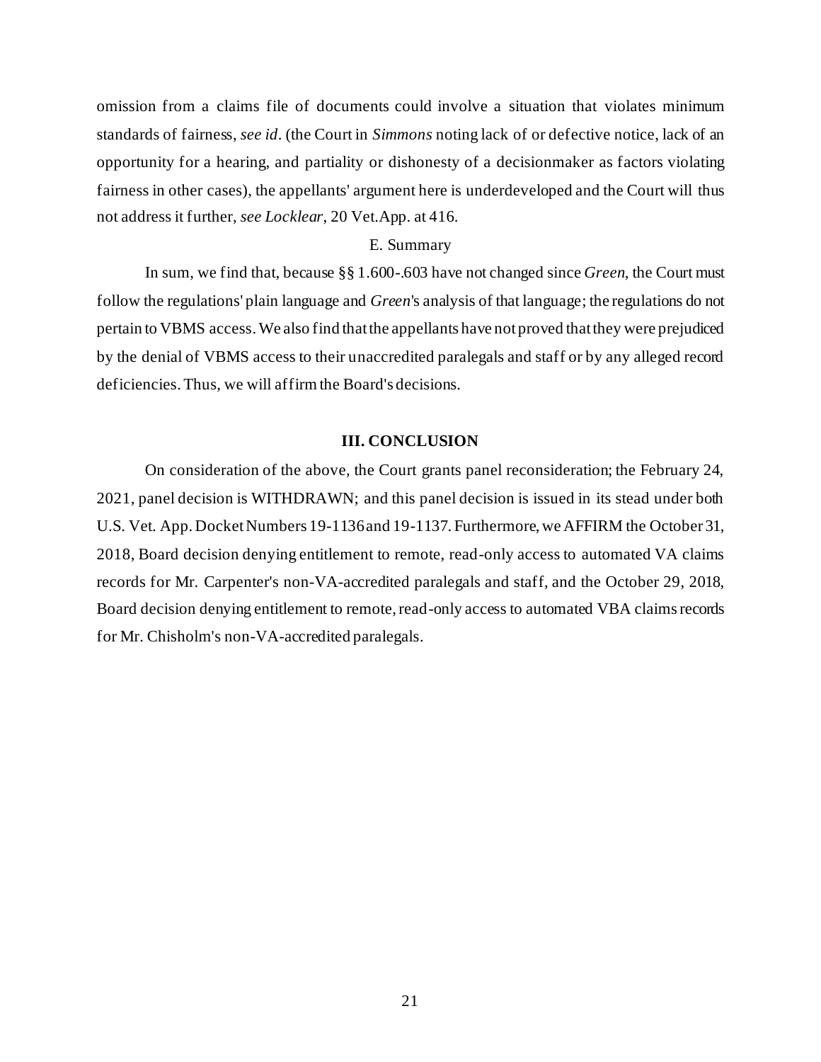omission from a claims file of documents could involve a situation that violates minimum standards of fairness, *see id*. (the Court in *Simmons* noting lack of or defective notice, lack of an opportunity for a hearing, and partiality or dishonesty of a decisionmaker as factors violating fairness in other cases), the appellants' argument here is underdeveloped and the Court will thus not address it further, *see Locklear*, 20 Vet.App. at 416.

E. Summary

In sum, we find that, because §§ 1.600-.603 have not changed since *Green*, the Court must follow the regulations' plain language and *Green*'s analysis of that language; the regulations do not pertain to VBMS access. We also find that the appellants have not proved that they were prejudiced by the denial of VBMS access to their unaccredited paralegals and staff or by any alleged record deficiencies. Thus, we will affirm the Board's decisions.

## III. CONCLUSION

On consideration of the above, the Court grants panel reconsideration; the February 24, 2021, panel decision is WITHDRAWN; and this panel decision is issued in its stead under both U.S. Vet. App. Docket Numbers 19-1136 and 19-1137. Furthermore, we AFFIRM the October 31, 2018, Board decision denying entitlement to remote, read-only access to automated VA claims records for Mr. Carpenter's non-VA-accredited paralegals and staff, and the October 29, 2018, Board decision denying entitlement to remote, read-only access to automated VBA claims records for Mr. Chisholm's non-VA-accredited paralegals.